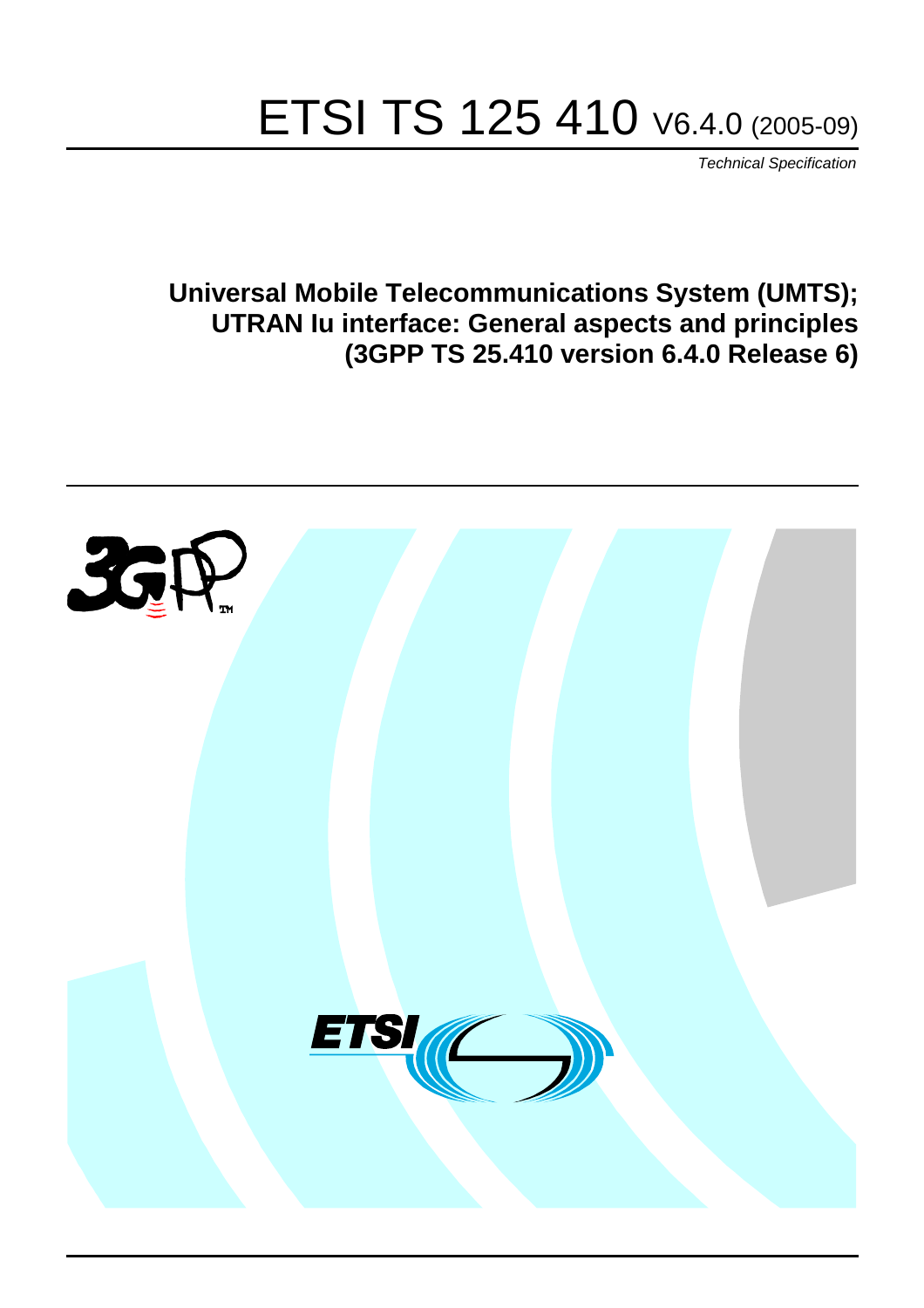# ETSI TS 125 410 V6.4.0 (2005-09)

*Technical Specification*

**Universal Mobile Telecommunications System (UMTS);**
**UTRAN Iu interface: General aspects and principles**
**(3GPP TS 25.410 version 6.4.0 Release 6)**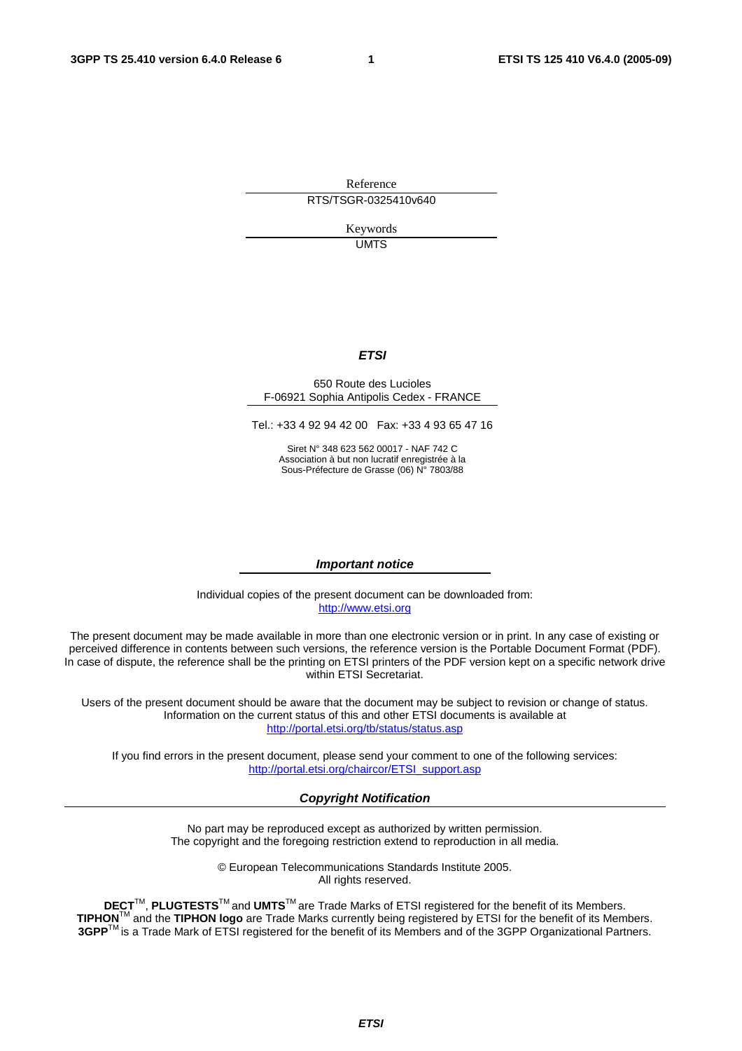Reference

RTS/TSGR-0325410v640

Keywords

UMTS

***ETSI***

650 Route des Lucioles
F-06921 Sophia Antipolis Cedex - FRANCE

Tel.: +33 4 92 94 42 00 Fax: +33 4 93 65 47 16

Siret N° 348 623 562 00017 - NAF 742 C
Association à but non lucratif enregistrée à la
Sous-Préfecture de Grasse (06) N° 7803/88

***Important notice***

Individual copies of the present document can be downloaded from:
http://www.etsi.org

The present document may be made available in more than one electronic version or in print. In any case of existing or perceived difference in contents between such versions, the reference version is the Portable Document Format (PDF). In case of dispute, the reference shall be the printing on ETSI printers of the PDF version kept on a specific network drive within ETSI Secretariat.

Users of the present document should be aware that the document may be subject to revision or change of status. Information on the current status of this and other ETSI documents is available at
http://portal.etsi.org/tb/status/status.asp

If you find errors in the present document, please send your comment to one of the following services:
http://portal.etsi.org/chaircor/ETSI_support.asp

***Copyright Notification***

No part may be reproduced except as authorized by written permission.
The copyright and the foregoing restriction extend to reproduction in all media.

© European Telecommunications Standards Institute 2005.
All rights reserved.

**DECT**TM, **PLUGTESTS**TM and **UMTS**TM are Trade Marks of ETSI registered for the benefit of its Members.
**TIPHON**TM and the **TIPHON logo** are Trade Marks currently being registered by ETSI for the benefit of its Members.
**3GPP**TM is a Trade Mark of ETSI registered for the benefit of its Members and of the 3GPP Organizational Partners.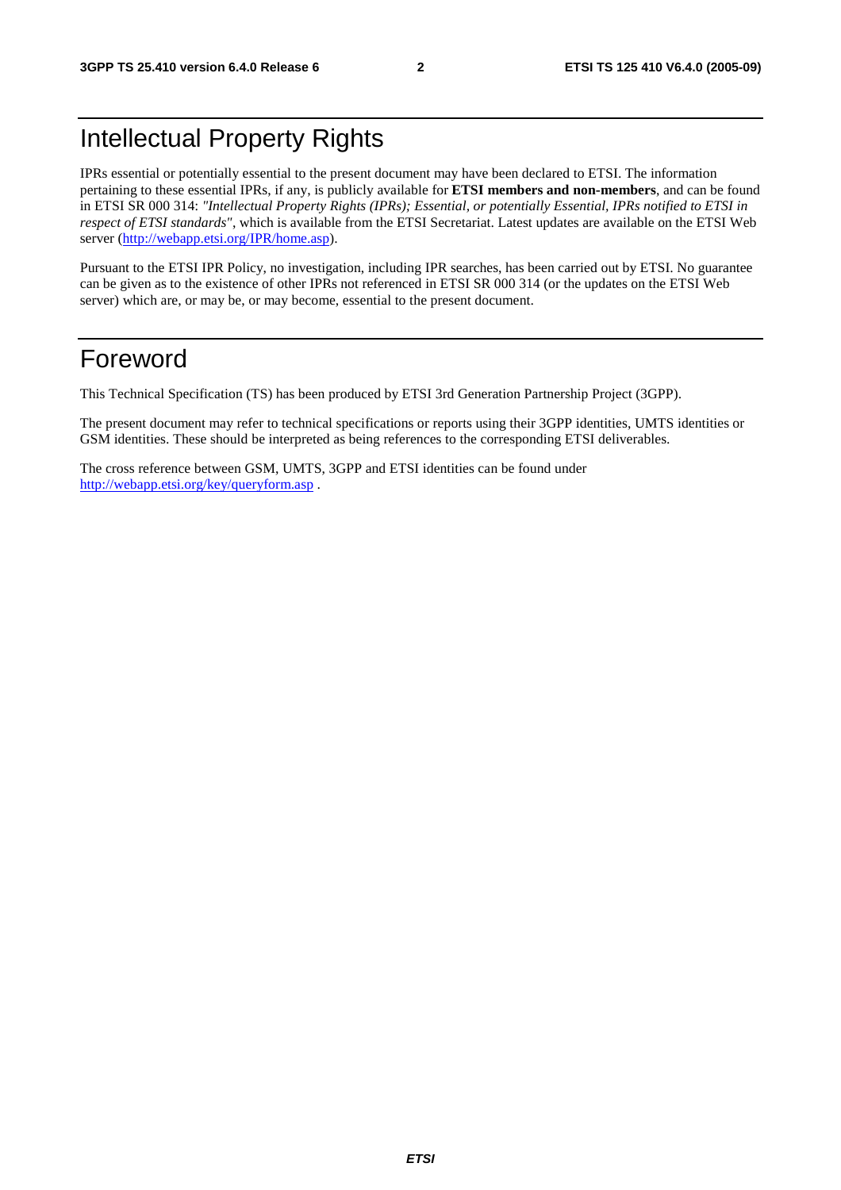# Intellectual Property Rights

IPRs essential or potentially essential to the present document may have been declared to ETSI. The information pertaining to these essential IPRs, if any, is publicly available for **ETSI members and non-members**, and can be found in ETSI SR 000 314: *"Intellectual Property Rights (IPRs); Essential, or potentially Essential, IPRs notified to ETSI in respect of ETSI standards"*, which is available from the ETSI Secretariat. Latest updates are available on the ETSI Web server (http://webapp.etsi.org/IPR/home.asp).

Pursuant to the ETSI IPR Policy, no investigation, including IPR searches, has been carried out by ETSI. No guarantee can be given as to the existence of other IPRs not referenced in ETSI SR 000 314 (or the updates on the ETSI Web server) which are, or may be, or may become, essential to the present document.

# Foreword

This Technical Specification (TS) has been produced by ETSI 3rd Generation Partnership Project (3GPP).

The present document may refer to technical specifications or reports using their 3GPP identities, UMTS identities or GSM identities. These should be interpreted as being references to the corresponding ETSI deliverables.

The cross reference between GSM, UMTS, 3GPP and ETSI identities can be found under http://webapp.etsi.org/key/queryform.asp .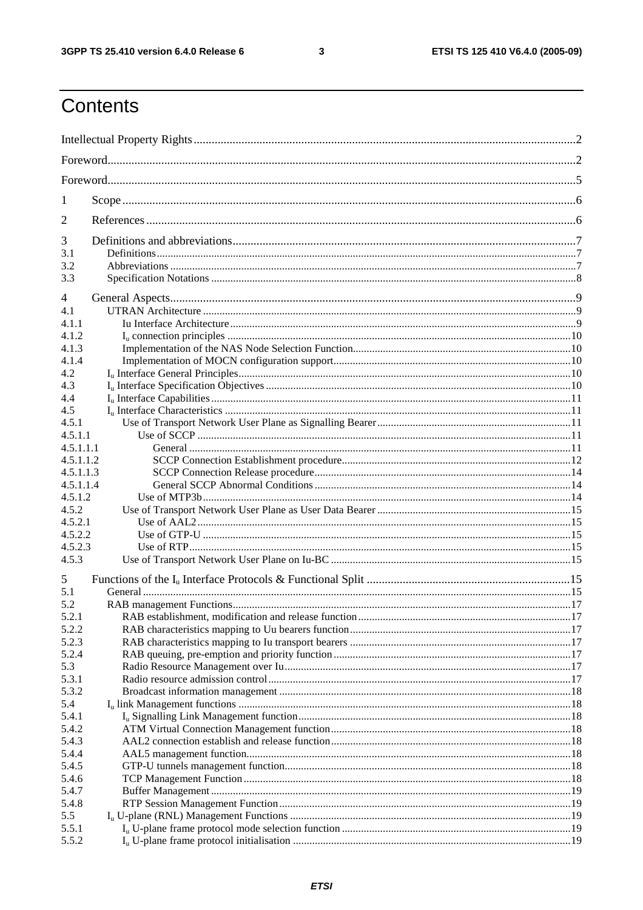# Contents

Intellectual Property Rights ....2
Foreword ....2
Foreword ....5
1 Scope ....6
2 References ....6
3 Definitions and abbreviations ....7
3.1 Definitions ....7
3.2 Abbreviations ....7
3.3 Specification Notations ....8
4 General Aspects ....9
4.1 UTRAN Architecture ....9
4.1.1 Iu Interface Architecture ....9
4.1.2 $I_u$ connection principles ....10
4.1.3 Implementation of the NAS Node Selection Function ....10
4.1.4 Implementation of MOCN configuration support ....10
4.2 $I_u$ Interface General Principles ....10
4.3 $I_u$ Interface Specification Objectives ....10
4.4 $I_u$ Interface Capabilities ....11
4.5 $I_u$ Interface Characteristics ....11
4.5.1 Use of Transport Network User Plane as Signalling Bearer ....11
4.5.1.1 Use of SCCP ....11
4.5.1.1.1 General ....11
4.5.1.1.2 SCCP Connection Establishment procedure ....12
4.5.1.1.3 SCCP Connection Release procedure ....14
4.5.1.1.4 General SCCP Abnormal Conditions ....14
4.5.1.2 Use of MTP3b ....14
4.5.2 Use of Transport Network User Plane as User Data Bearer ....15
4.5.2.1 Use of AAL2 ....15
4.5.2.2 Use of GTP-U ....15
4.5.2.3 Use of RTP ....15
4.5.3 Use of Transport Network User Plane on Iu-BC ....15
5 Functions of the $I_u$ Interface Protocols & Functional Split ....15
5.1 General ....15
5.2 RAB management Functions ....17
5.2.1 RAB establishment, modification and release function ....17
5.2.2 RAB characteristics mapping to Uu bearers function ....17
5.2.3 RAB characteristics mapping to Iu transport bearers ....17
5.2.4 RAB queuing, pre-emption and priority function ....17
5.3 Radio Resource Management over Iu ....17
5.3.1 Radio resource admission control ....17
5.3.2 Broadcast information management ....18
5.4 $I_u$ link Management functions ....18
5.4.1 $I_u$ Signalling Link Management function ....18
5.4.2 ATM Virtual Connection Management function ....18
5.4.3 AAL2 connection establish and release function ....18
5.4.4 AAL5 management function ....18
5.4.5 GTP-U tunnels management function ....18
5.4.6 TCP Management Function ....18
5.4.7 Buffer Management ....19
5.4.8 RTP Session Management Function ....19
5.5 $I_u$ U-plane (RNL) Management Functions ....19
5.5.1 $I_u$ U-plane frame protocol mode selection function ....19
5.5.2 $I_u$ U-plane frame protocol initialisation ....19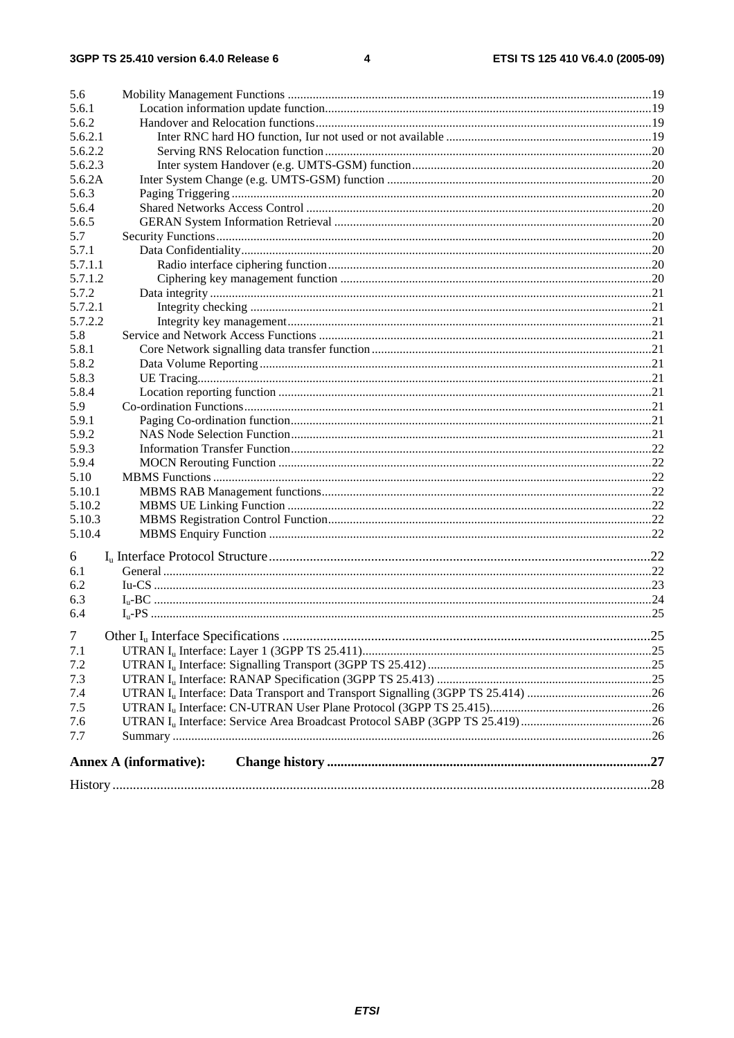5.6 Mobility Management Functions ....................................................................................................................19
5.6.1 Location information update function........................................................................................................19
5.6.2 Handover and Relocation functions...........................................................................................................19
5.6.2.1 Inter RNC hard HO function, Iur not used or not available ..................................................................19
5.6.2.2 Serving RNS Relocation function .........................................................................................................20
5.6.2.3 Inter system Handover (e.g. UMTS-GSM) function.............................................................................20
5.6.2A Inter System Change (e.g. UMTS-GSM) function .....................................................................................20
5.6.3 Paging Triggering ......................................................................................................................................20
5.6.4 Shared Networks Access Control ...............................................................................................................20
5.6.5 GERAN System Information Retrieval .....................................................................................................20
5.7 Security Functions...........................................................................................................................................20
5.7.1 Data Confidentiality...................................................................................................................................20
5.7.1.1 Radio interface ciphering function.......................................................................................................20
5.7.1.2 Ciphering key management function ...................................................................................................20
5.7.2 Data integrity .............................................................................................................................................21
5.7.2.1 Integrity checking ................................................................................................................................21
5.7.2.2 Integrity key management....................................................................................................................21
5.8 Service and Network Access Functions ...........................................................................................................21
5.8.1 Core Network signalling data transfer function.........................................................................................21
5.8.2 Data Volume Reporting.............................................................................................................................21
5.8.3 UE Tracing.................................................................................................................................................21
5.8.4 Location reporting function .......................................................................................................................21
5.9 Co-ordination Functions..................................................................................................................................21
5.9.1 Paging Co-ordination function...................................................................................................................21
5.9.2 NAS Node Selection Function...................................................................................................................21
5.9.3 Information Transfer Function...................................................................................................................22
5.9.4 MOCN Rerouting Function .......................................................................................................................22
5.10 MBMS Functions............................................................................................................................................22
5.10.1 MBMS RAB Management functions.........................................................................................................22
5.10.2 MBMS UE Linking Function ....................................................................................................................22
5.10.3 MBMS Registration Control Function.......................................................................................................22
5.10.4 MBMS Enquiry Function ..........................................................................................................................22

6 $I_u$ Interface Protocol Structure................................................................................................................22
6.1 General ............................................................................................................................................................22
6.2 Iu-CS ...............................................................................................................................................................23
6.3 $I_u$-BC ...............................................................................................................................................................24
6.4 $I_u$-PS ...............................................................................................................................................................25

7 Other $I_u$ Interface Specifications ............................................................................................................25
7.1 UTRAN $I_u$ Interface: Layer 1 (3GPP TS 25.411)............................................................................................25
7.2 UTRAN $I_u$ Interface: Signalling Transport (3GPP TS 25.412) ........................................................................25
7.3 UTRAN $I_u$ Interface: RANAP Specification (3GPP TS 25.413) .....................................................................25
7.4 UTRAN $I_u$ Interface: Data Transport and Transport Signalling (3GPP TS 25.414) ........................................26
7.5 UTRAN $I_u$ Interface: CN-UTRAN User Plane Protocol (3GPP TS 25.415)....................................................26
7.6 UTRAN $I_u$ Interface: Service Area Broadcast Protocol SABP (3GPP TS 25.419)..........................................26
7.7 Summary .........................................................................................................................................................26

**Annex A (informative): Change history ..............................................................................................27**

History ............................................................................................................................................................28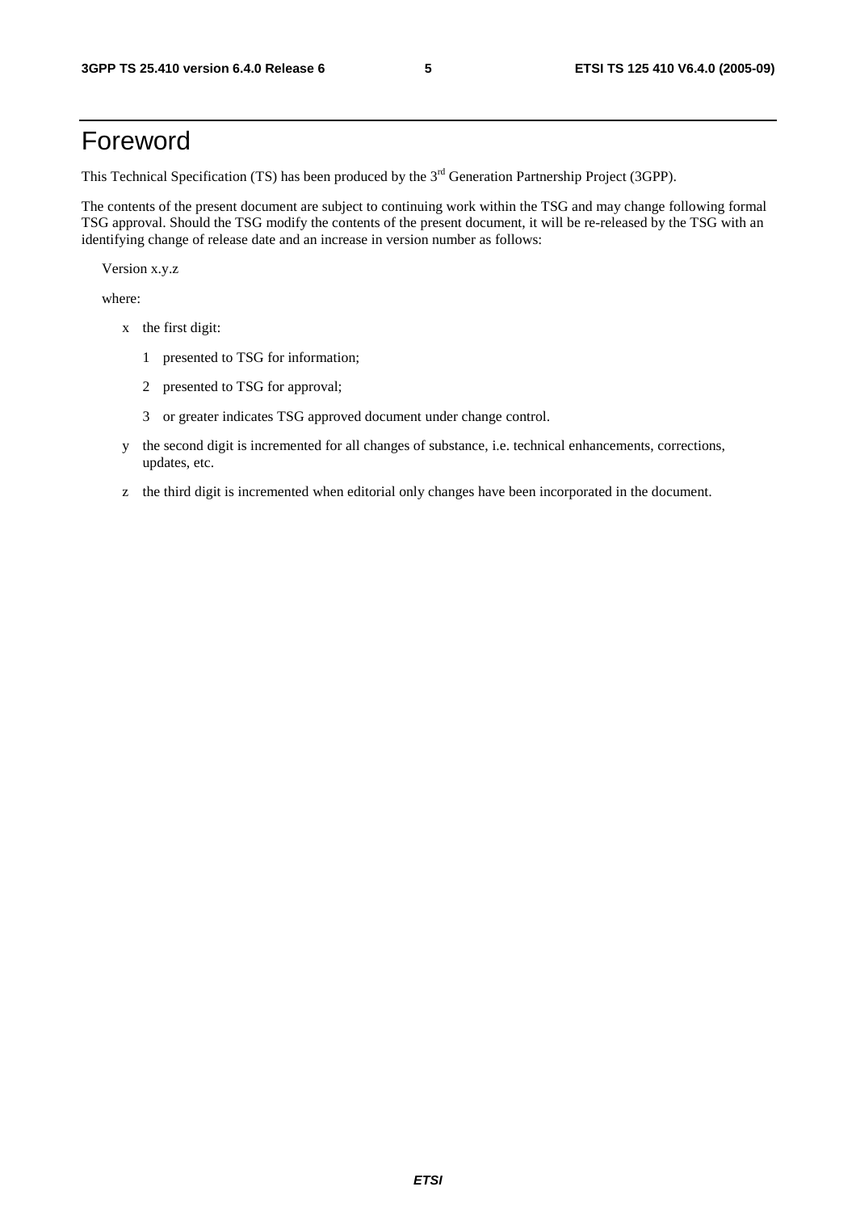# Foreword

This Technical Specification (TS) has been produced by the 3rd Generation Partnership Project (3GPP).

The contents of the present document are subject to continuing work within the TSG and may change following formal TSG approval. Should the TSG modify the contents of the present document, it will be re-released by the TSG with an identifying change of release date and an increase in version number as follows:

Version x.y.z

where:

- x the first digit:
  - 1 presented to TSG for information;
  - 2 presented to TSG for approval;
  - 3 or greater indicates TSG approved document under change control.
- y the second digit is incremented for all changes of substance, i.e. technical enhancements, corrections, updates, etc.
- z the third digit is incremented when editorial only changes have been incorporated in the document.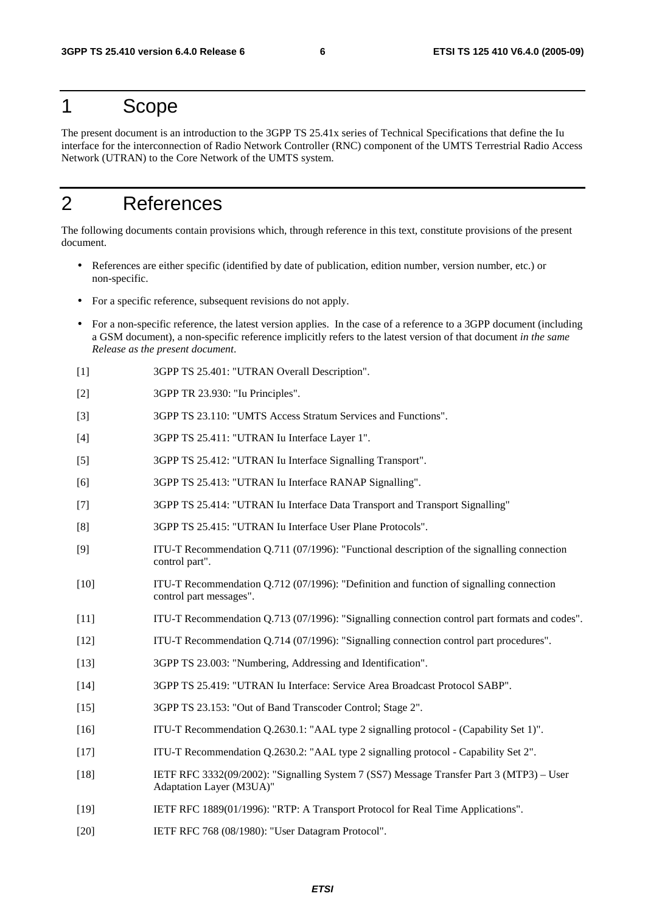# 1 Scope

The present document is an introduction to the 3GPP TS 25.41x series of Technical Specifications that define the Iu interface for the interconnection of Radio Network Controller (RNC) component of the UMTS Terrestrial Radio Access Network (UTRAN) to the Core Network of the UMTS system.

# 2 References

The following documents contain provisions which, through reference in this text, constitute provisions of the present document.

- References are either specific (identified by date of publication, edition number, version number, etc.) or non-specific.
- For a specific reference, subsequent revisions do not apply.
- For a non-specific reference, the latest version applies. In the case of a reference to a 3GPP document (including a GSM document), a non-specific reference implicitly refers to the latest version of that document *in the same Release as the present document*.

[1] 3GPP TS 25.401: "UTRAN Overall Description".

[2] 3GPP TR 23.930: "Iu Principles".

[3] 3GPP TS 23.110: "UMTS Access Stratum Services and Functions".

[4] 3GPP TS 25.411: "UTRAN Iu Interface Layer 1".

[5] 3GPP TS 25.412: "UTRAN Iu Interface Signalling Transport".

[6] 3GPP TS 25.413: "UTRAN Iu Interface RANAP Signalling".

[7] 3GPP TS 25.414: "UTRAN Iu Interface Data Transport and Transport Signalling"

[8] 3GPP TS 25.415: "UTRAN Iu Interface User Plane Protocols".

[9] ITU-T Recommendation Q.711 (07/1996): "Functional description of the signalling connection control part".

[10] ITU-T Recommendation Q.712 (07/1996): "Definition and function of signalling connection control part messages".

[11] ITU-T Recommendation Q.713 (07/1996): "Signalling connection control part formats and codes".

[12] ITU-T Recommendation Q.714 (07/1996): "Signalling connection control part procedures".

[13] 3GPP TS 23.003: "Numbering, Addressing and Identification".

[14] 3GPP TS 25.419: "UTRAN Iu Interface: Service Area Broadcast Protocol SABP".

[15] 3GPP TS 23.153: "Out of Band Transcoder Control; Stage 2".

[16] ITU-T Recommendation Q.2630.1: "AAL type 2 signalling protocol - (Capability Set 1)".

[17] ITU-T Recommendation Q.2630.2: "AAL type 2 signalling protocol - Capability Set 2".

[18] IETF RFC 3332(09/2002): "Signalling System 7 (SS7) Message Transfer Part 3 (MTP3) – User Adaptation Layer (M3UA)"

[19] IETF RFC 1889(01/1996): "RTP: A Transport Protocol for Real Time Applications".

[20] IETF RFC 768 (08/1980): "User Datagram Protocol".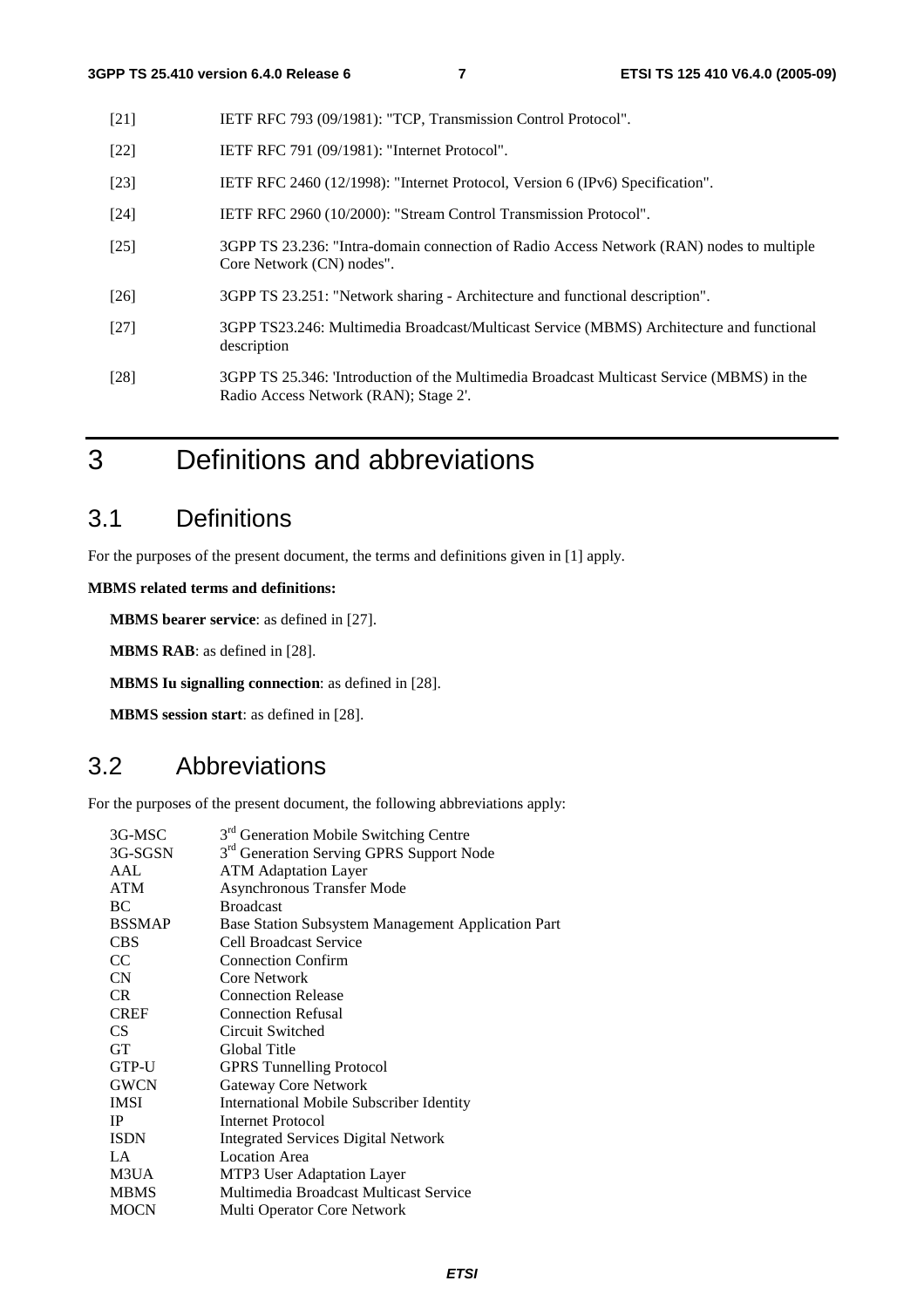[21] IETF RFC 793 (09/1981): "TCP, Transmission Control Protocol".

[22] IETF RFC 791 (09/1981): "Internet Protocol".

[23] IETF RFC 2460 (12/1998): "Internet Protocol, Version 6 (IPv6) Specification".

[24] IETF RFC 2960 (10/2000): "Stream Control Transmission Protocol".

[25] 3GPP TS 23.236: "Intra-domain connection of Radio Access Network (RAN) nodes to multiple Core Network (CN) nodes".

[26] 3GPP TS 23.251: "Network sharing - Architecture and functional description".

[27] 3GPP TS23.246: Multimedia Broadcast/Multicast Service (MBMS) Architecture and functional description

[28] 3GPP TS 25.346: 'Introduction of the Multimedia Broadcast Multicast Service (MBMS) in the Radio Access Network (RAN); Stage 2'.

# 3 Definitions and abbreviations

## 3.1 Definitions

For the purposes of the present document, the terms and definitions given in [1] apply.

**MBMS related terms and definitions:**

**MBMS bearer service**: as defined in [27].

**MBMS RAB**: as defined in [28].

**MBMS Iu signalling connection**: as defined in [28].

**MBMS session start**: as defined in [28].

## 3.2 Abbreviations

For the purposes of the present document, the following abbreviations apply:

3G-MSC 3rd Generation Mobile Switching Centre
3G-SGSN 3rd Generation Serving GPRS Support Node
AAL ATM Adaptation Layer
ATM Asynchronous Transfer Mode
BC Broadcast
BSSMAP Base Station Subsystem Management Application Part
CBS Cell Broadcast Service
CC Connection Confirm
CN Core Network
CR Connection Release
CREF Connection Refusal
CS Circuit Switched
GT Global Title
GTP-U GPRS Tunnelling Protocol
GWCN Gateway Core Network
IMSI International Mobile Subscriber Identity
IP Internet Protocol
ISDN Integrated Services Digital Network
LA Location Area
M3UA MTP3 User Adaptation Layer
MBMS Multimedia Broadcast Multicast Service
MOCN Multi Operator Core Network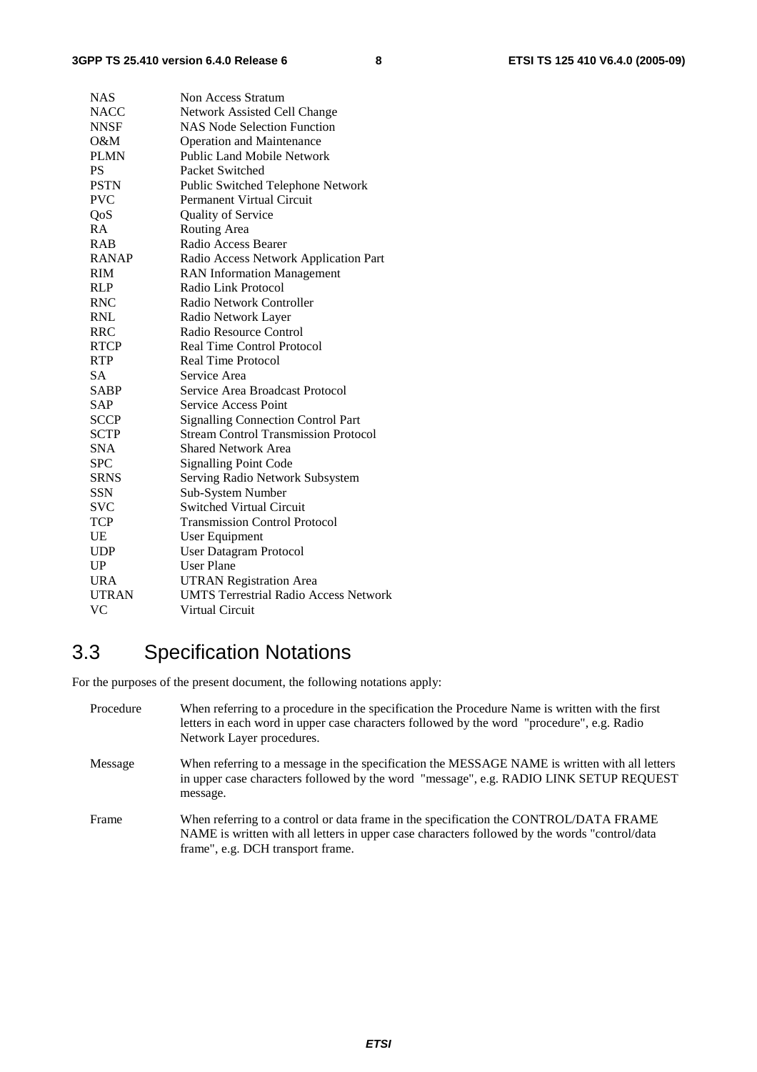| | |
|---|---|
| NAS | Non Access Stratum |
| NACC | Network Assisted Cell Change |
| NNSF | NAS Node Selection Function |
| O&M | Operation and Maintenance |
| PLMN | Public Land Mobile Network |
| PS | Packet Switched |
| PSTN | Public Switched Telephone Network |
| PVC | Permanent Virtual Circuit |
| QoS | Quality of Service |
| RA | Routing Area |
| RAB | Radio Access Bearer |
| RANAP | Radio Access Network Application Part |
| RIM | RAN Information Management |
| RLP | Radio Link Protocol |
| RNC | Radio Network Controller |
| RNL | Radio Network Layer |
| RRC | Radio Resource Control |
| RTCP | Real Time Control Protocol |
| RTP | Real Time Protocol |
| SA | Service Area |
| SABP | Service Area Broadcast Protocol |
| SAP | Service Access Point |
| SCCP | Signalling Connection Control Part |
| SCTP | Stream Control Transmission Protocol |
| SNA | Shared Network Area |
| SPC | Signalling Point Code |
| SRNS | Serving Radio Network Subsystem |
| SSN | Sub-System Number |
| SVC | Switched Virtual Circuit |
| TCP | Transmission Control Protocol |
| UE | User Equipment |
| UDP | User Datagram Protocol |
| UP | User Plane |
| URA | UTRAN Registration Area |
| UTRAN | UMTS Terrestrial Radio Access Network |
| VC | Virtual Circuit |

## 3.3 Specification Notations

For the purposes of the present document, the following notations apply:

| | |
|---|---|
| Procedure | When referring to a procedure in the specification the Procedure Name is written with the first letters in each word in upper case characters followed by the word "procedure", e.g. Radio Network Layer procedures. |
| Message | When referring to a message in the specification the MESSAGE NAME is written with all letters in upper case characters followed by the word "message", e.g. RADIO LINK SETUP REQUEST message. |
| Frame | When referring to a control or data frame in the specification the CONTROL/DATA FRAME NAME is written with all letters in upper case characters followed by the words "control/data frame", e.g. DCH transport frame. |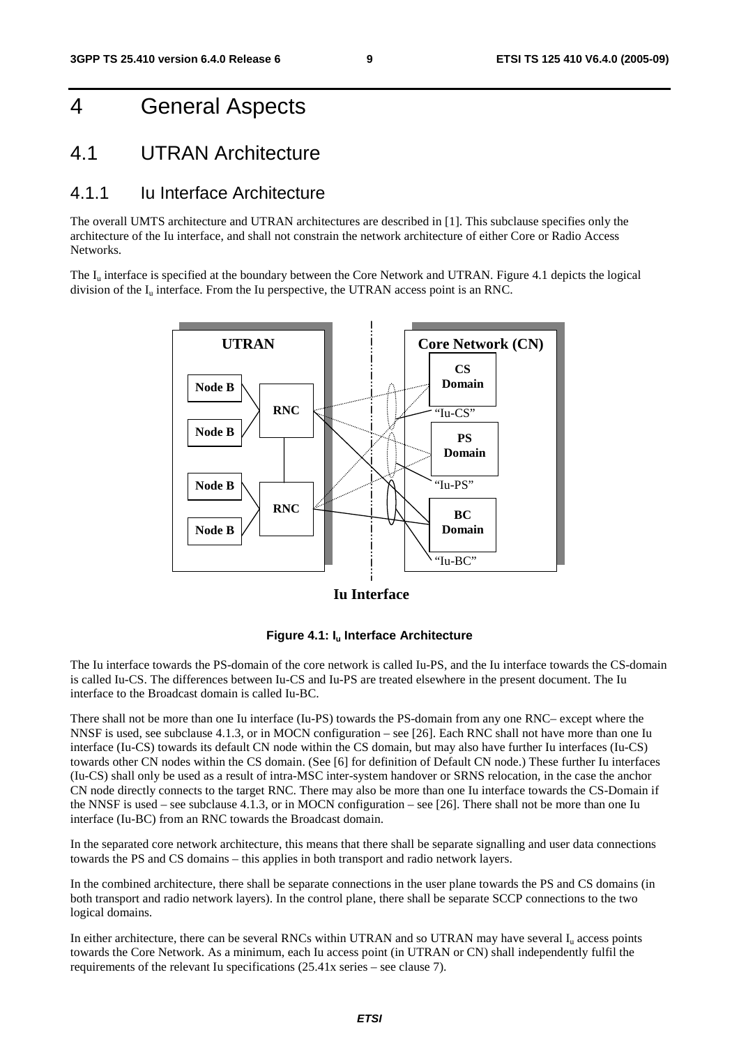# 4 General Aspects

## 4.1 UTRAN Architecture

### 4.1.1 Iu Interface Architecture

The overall UMTS architecture and UTRAN architectures are described in [1]. This subclause specifies only the architecture of the Iu interface, and shall not constrain the network architecture of either Core or Radio Access Networks.

The $I_u$ interface is specified at the boundary between the Core Network and UTRAN. Figure 4.1 depicts the logical division of the $I_u$ interface. From the Iu perspective, the UTRAN access point is an RNC.

**Figure 4.1: $I_u$ Interface Architecture**

The Iu interface towards the PS-domain of the core network is called Iu-PS, and the Iu interface towards the CS-domain is called Iu-CS. The differences between Iu-CS and Iu-PS are treated elsewhere in the present document. The Iu interface to the Broadcast domain is called Iu-BC.

There shall not be more than one Iu interface (Iu-PS) towards the PS-domain from any one RNC– except where the NNSF is used, see subclause 4.1.3, or in MOCN configuration – see [26]. Each RNC shall not have more than one Iu interface (Iu-CS) towards its default CN node within the CS domain, but may also have further Iu interfaces (Iu-CS) towards other CN nodes within the CS domain. (See [6] for definition of Default CN node.) These further Iu interfaces (Iu-CS) shall only be used as a result of intra-MSC inter-system handover or SRNS relocation, in the case the anchor CN node directly connects to the target RNC. There may also be more than one Iu interface towards the CS-Domain if the NNSF is used – see subclause 4.1.3, or in MOCN configuration – see [26]. There shall not be more than one Iu interface (Iu-BC) from an RNC towards the Broadcast domain.

In the separated core network architecture, this means that there shall be separate signalling and user data connections towards the PS and CS domains – this applies in both transport and radio network layers.

In the combined architecture, there shall be separate connections in the user plane towards the PS and CS domains (in both transport and radio network layers). In the control plane, there shall be separate SCCP connections to the two logical domains.

In either architecture, there can be several RNCs within UTRAN and so UTRAN may have several $I_u$ access points towards the Core Network. As a minimum, each Iu access point (in UTRAN or CN) shall independently fulfil the requirements of the relevant Iu specifications (25.41x series – see clause 7).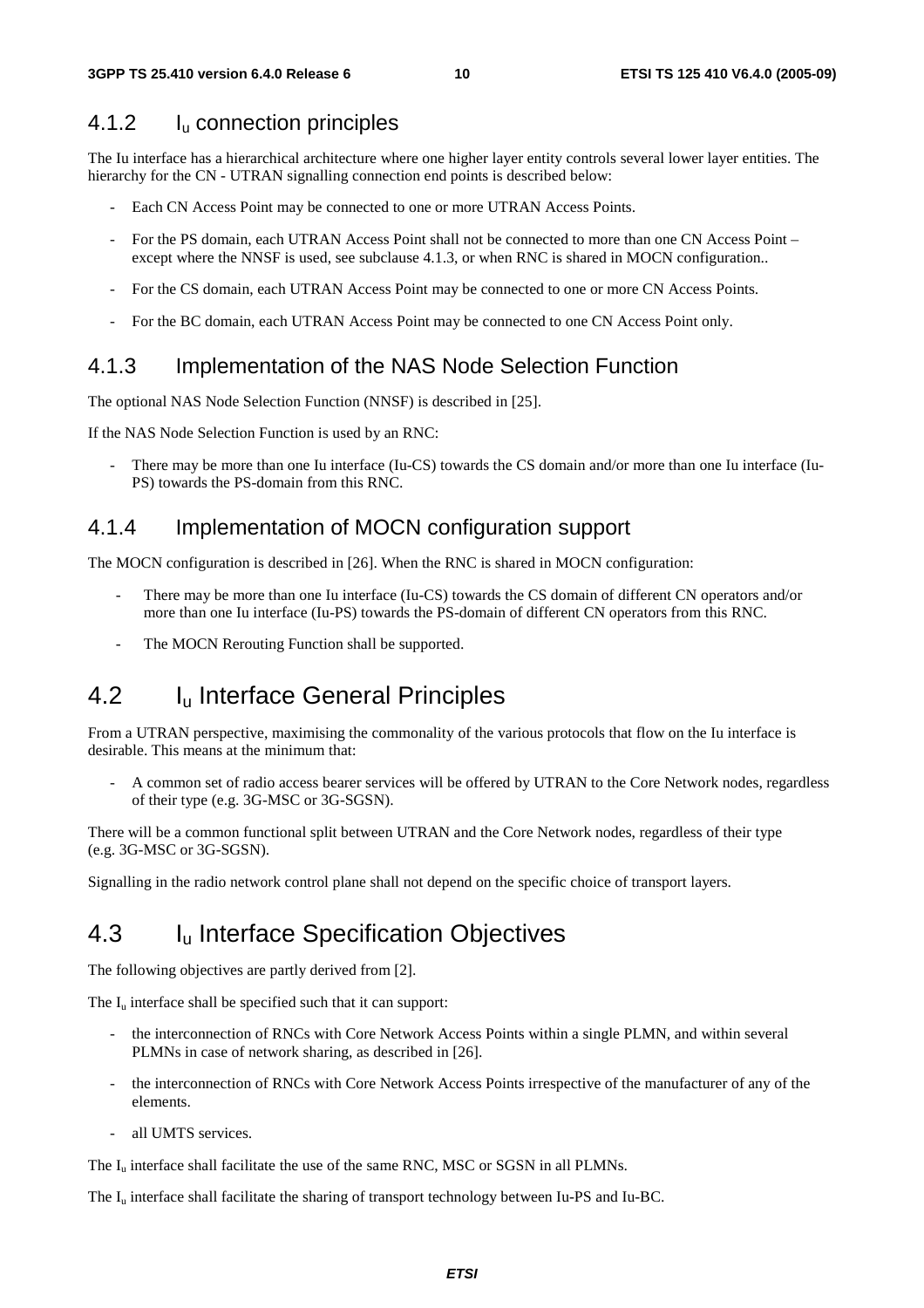### 4.1.2 $I_u$ connection principles

The Iu interface has a hierarchical architecture where one higher layer entity controls several lower layer entities. The hierarchy for the CN - UTRAN signalling connection end points is described below:

- Each CN Access Point may be connected to one or more UTRAN Access Points.
- For the PS domain, each UTRAN Access Point shall not be connected to more than one CN Access Point – except where the NNSF is used, see subclause 4.1.3, or when RNC is shared in MOCN configuration..
- For the CS domain, each UTRAN Access Point may be connected to one or more CN Access Points.
- For the BC domain, each UTRAN Access Point may be connected to one CN Access Point only.

### 4.1.3 Implementation of the NAS Node Selection Function

The optional NAS Node Selection Function (NNSF) is described in [25].

If the NAS Node Selection Function is used by an RNC:

- There may be more than one Iu interface (Iu-CS) towards the CS domain and/or more than one Iu interface (Iu-PS) towards the PS-domain from this RNC.

### 4.1.4 Implementation of MOCN configuration support

The MOCN configuration is described in [26]. When the RNC is shared in MOCN configuration:

- There may be more than one Iu interface (Iu-CS) towards the CS domain of different CN operators and/or more than one Iu interface (Iu-PS) towards the PS-domain of different CN operators from this RNC.
- The MOCN Rerouting Function shall be supported.

## 4.2 $I_u$ Interface General Principles

From a UTRAN perspective, maximising the commonality of the various protocols that flow on the Iu interface is desirable. This means at the minimum that:

- A common set of radio access bearer services will be offered by UTRAN to the Core Network nodes, regardless of their type (e.g. 3G-MSC or 3G-SGSN).

There will be a common functional split between UTRAN and the Core Network nodes, regardless of their type (e.g. 3G-MSC or 3G-SGSN).

Signalling in the radio network control plane shall not depend on the specific choice of transport layers.

## 4.3 $I_u$ Interface Specification Objectives

The following objectives are partly derived from [2].

The $I_u$ interface shall be specified such that it can support:

- the interconnection of RNCs with Core Network Access Points within a single PLMN, and within several PLMNs in case of network sharing, as described in [26].
- the interconnection of RNCs with Core Network Access Points irrespective of the manufacturer of any of the elements.
- all UMTS services.

The $I_u$ interface shall facilitate the use of the same RNC, MSC or SGSN in all PLMNs.

The $I_u$ interface shall facilitate the sharing of transport technology between Iu-PS and Iu-BC.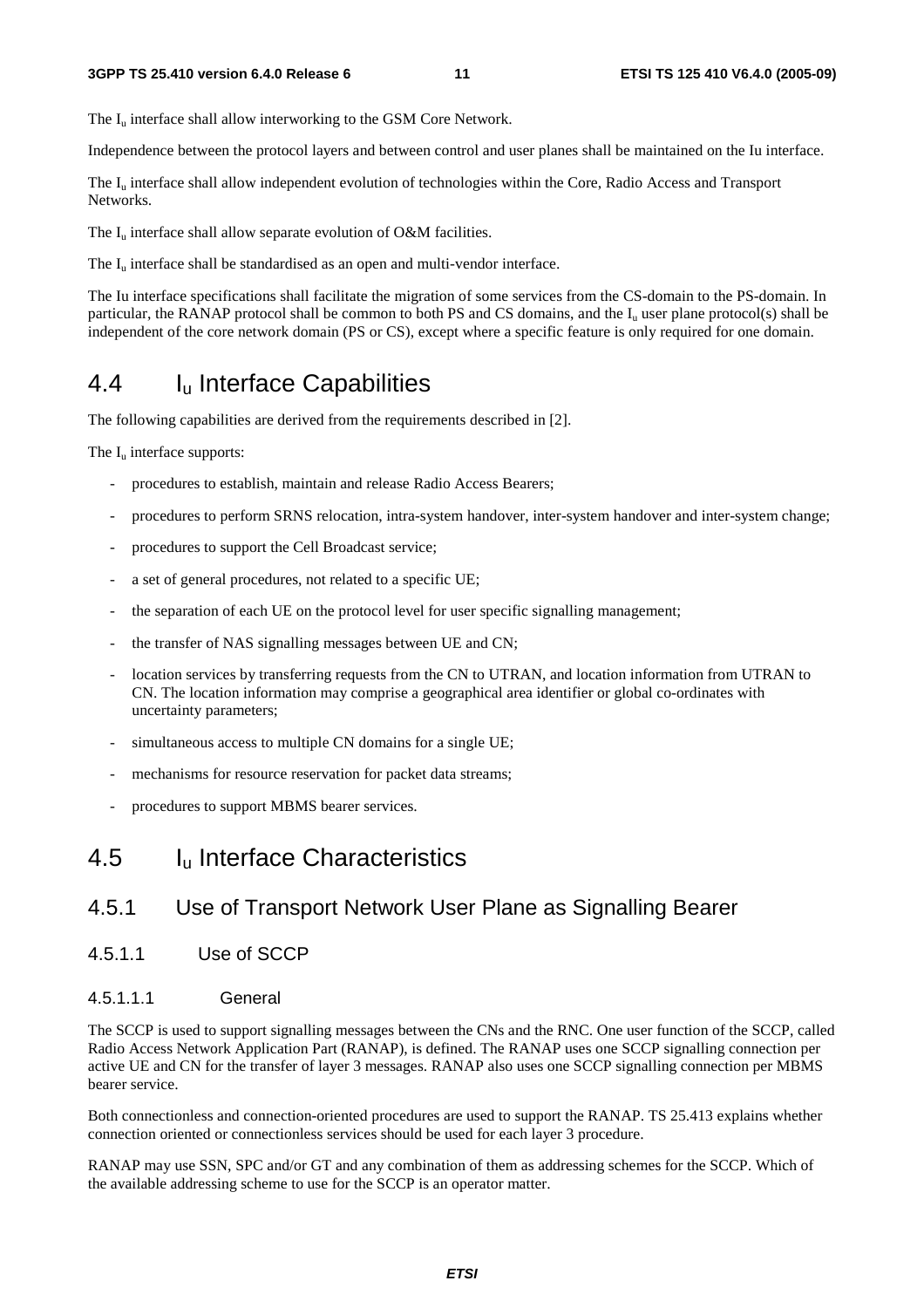The $I_u$ interface shall allow interworking to the GSM Core Network.

Independence between the protocol layers and between control and user planes shall be maintained on the Iu interface.

The $I_u$ interface shall allow independent evolution of technologies within the Core, Radio Access and Transport Networks.

The $I_u$ interface shall allow separate evolution of O&M facilities.

The $I_u$ interface shall be standardised as an open and multi-vendor interface.

The Iu interface specifications shall facilitate the migration of some services from the CS-domain to the PS-domain. In particular, the RANAP protocol shall be common to both PS and CS domains, and the $I_u$ user plane protocol(s) shall be independent of the core network domain (PS or CS), except where a specific feature is only required for one domain.

## 4.4 $I_u$ Interface Capabilities

The following capabilities are derived from the requirements described in [2].

The $I_u$ interface supports:

- procedures to establish, maintain and release Radio Access Bearers;
- procedures to perform SRNS relocation, intra-system handover, inter-system handover and inter-system change;
- procedures to support the Cell Broadcast service;
- a set of general procedures, not related to a specific UE;
- the separation of each UE on the protocol level for user specific signalling management;
- the transfer of NAS signalling messages between UE and CN;
- location services by transferring requests from the CN to UTRAN, and location information from UTRAN to CN. The location information may comprise a geographical area identifier or global co-ordinates with uncertainty parameters;
- simultaneous access to multiple CN domains for a single UE;
- mechanisms for resource reservation for packet data streams;
- procedures to support MBMS bearer services.

## 4.5 $I_u$ Interface Characteristics

### 4.5.1 Use of Transport Network User Plane as Signalling Bearer

#### 4.5.1.1 Use of SCCP

##### 4.5.1.1.1 General

The SCCP is used to support signalling messages between the CNs and the RNC. One user function of the SCCP, called Radio Access Network Application Part (RANAP), is defined. The RANAP uses one SCCP signalling connection per active UE and CN for the transfer of layer 3 messages. RANAP also uses one SCCP signalling connection per MBMS bearer service.

Both connectionless and connection-oriented procedures are used to support the RANAP. TS 25.413 explains whether connection oriented or connectionless services should be used for each layer 3 procedure.

RANAP may use SSN, SPC and/or GT and any combination of them as addressing schemes for the SCCP. Which of the available addressing scheme to use for the SCCP is an operator matter.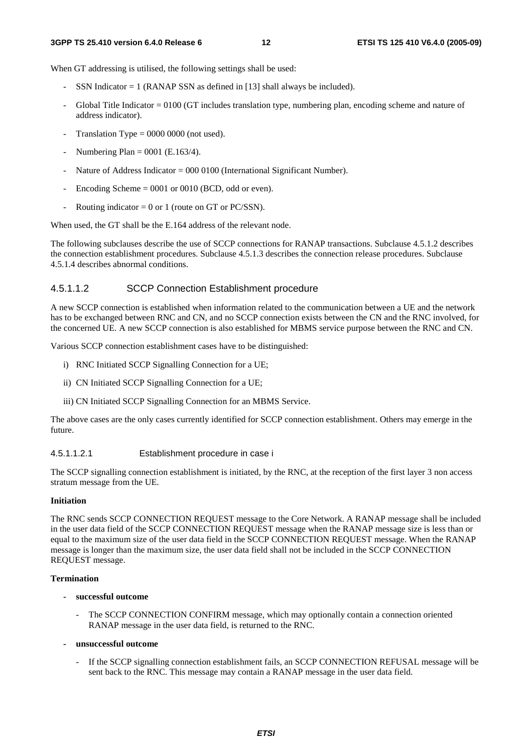When GT addressing is utilised, the following settings shall be used:

- SSN Indicator = 1 (RANAP SSN as defined in [13] shall always be included).
- Global Title Indicator = 0100 (GT includes translation type, numbering plan, encoding scheme and nature of address indicator).
- Translation Type = 0000 0000 (not used).
- Numbering Plan = 0001 (E.163/4).
- Nature of Address Indicator = 000 0100 (International Significant Number).
- Encoding Scheme = 0001 or 0010 (BCD, odd or even).
- Routing indicator = 0 or 1 (route on GT or PC/SSN).

When used, the GT shall be the E.164 address of the relevant node.

The following subclauses describe the use of SCCP connections for RANAP transactions. Subclause 4.5.1.2 describes the connection establishment procedures. Subclause 4.5.1.3 describes the connection release procedures. Subclause 4.5.1.4 describes abnormal conditions.

#### 4.5.1.1.2 SCCP Connection Establishment procedure

A new SCCP connection is established when information related to the communication between a UE and the network has to be exchanged between RNC and CN, and no SCCP connection exists between the CN and the RNC involved, for the concerned UE. A new SCCP connection is also established for MBMS service purpose between the RNC and CN.

Various SCCP connection establishment cases have to be distinguished:

i) RNC Initiated SCCP Signalling Connection for a UE;

ii) CN Initiated SCCP Signalling Connection for a UE;

iii) CN Initiated SCCP Signalling Connection for an MBMS Service.

The above cases are the only cases currently identified for SCCP connection establishment. Others may emerge in the future.

##### 4.5.1.1.2.1 Establishment procedure in case i

The SCCP signalling connection establishment is initiated, by the RNC, at the reception of the first layer 3 non access stratum message from the UE.

**Initiation**

The RNC sends SCCP CONNECTION REQUEST message to the Core Network. A RANAP message shall be included in the user data field of the SCCP CONNECTION REQUEST message when the RANAP message size is less than or equal to the maximum size of the user data field in the SCCP CONNECTION REQUEST message. When the RANAP message is longer than the maximum size, the user data field shall not be included in the SCCP CONNECTION REQUEST message.

**Termination**

- **successful outcome**
  - The SCCP CONNECTION CONFIRM message, which may optionally contain a connection oriented RANAP message in the user data field, is returned to the RNC.
- **unsuccessful outcome**
  - If the SCCP signalling connection establishment fails, an SCCP CONNECTION REFUSAL message will be sent back to the RNC. This message may contain a RANAP message in the user data field.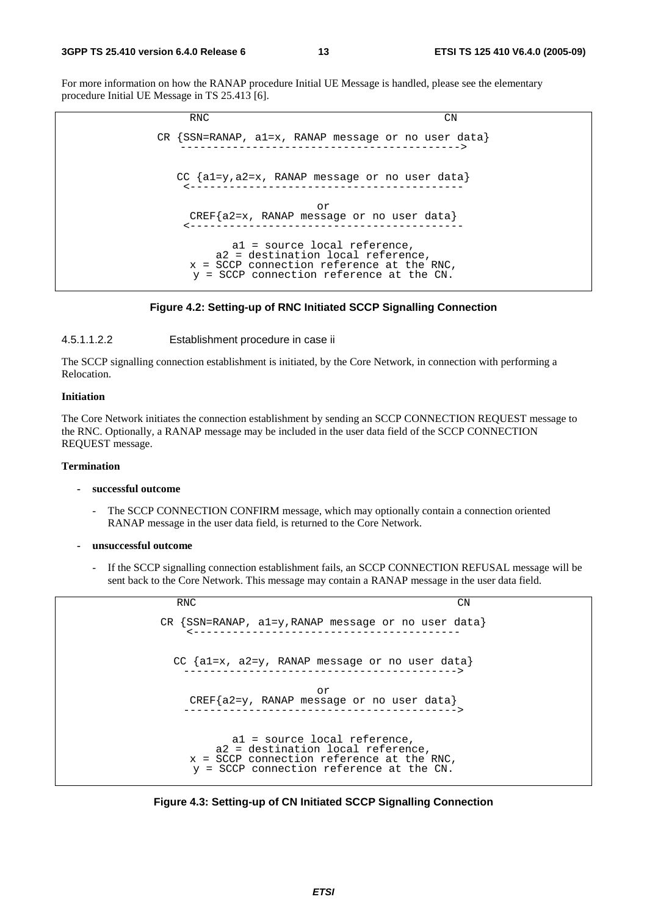For more information on how the RANAP procedure Initial UE Message is handled, please see the elementary procedure Initial UE Message in TS 25.413 [6].

```
              RNC                                        CN

          CR {SSN=RANAP, a1=x, RANAP message or no user data}
             ------------------------------------------->


             CC {a1=y,a2=x, RANAP message or no user data}
              <------------------------------------------

                                  or
              CREF{a2=x, RANAP message or no user data}
              <------------------------------------------

                     a1 = source local reference,
                  a2 = destination local reference,
               x = SCCP connection reference at the RNC,
                y = SCCP connection reference at the CN.
```

**Figure 4.2: Setting-up of RNC Initiated SCCP Signalling Connection**

4.5.1.1.2.2 Establishment procedure in case ii

The SCCP signalling connection establishment is initiated, by the Core Network, in connection with performing a Relocation.

**Initiation**

The Core Network initiates the connection establishment by sending an SCCP CONNECTION REQUEST message to the RNC. Optionally, a RANAP message may be included in the user data field of the SCCP CONNECTION REQUEST message.

**Termination**

- **successful outcome**
  - The SCCP CONNECTION CONFIRM message, which may optionally contain a connection oriented RANAP message in the user data field, is returned to the Core Network.
- **unsuccessful outcome**
  - If the SCCP signalling connection establishment fails, an SCCP CONNECTION REFUSAL message will be sent back to the Core Network. This message may contain a RANAP message in the user data field.

```
              RNC                                        CN

          CR {SSN=RANAP, a1=y,RANAP message or no user data}
             <------------------------------------------


            CC {a1=x, a2=y, RANAP message or no user data}
             ------------------------------------------>

                                  or
             CREF{a2=y, RANAP message or no user data}
             ------------------------------------------>


                     a1 = source local reference,
                  a2 = destination local reference,
               x = SCCP connection reference at the RNC,
                y = SCCP connection reference at the CN.
```

**Figure 4.3: Setting-up of CN Initiated SCCP Signalling Connection**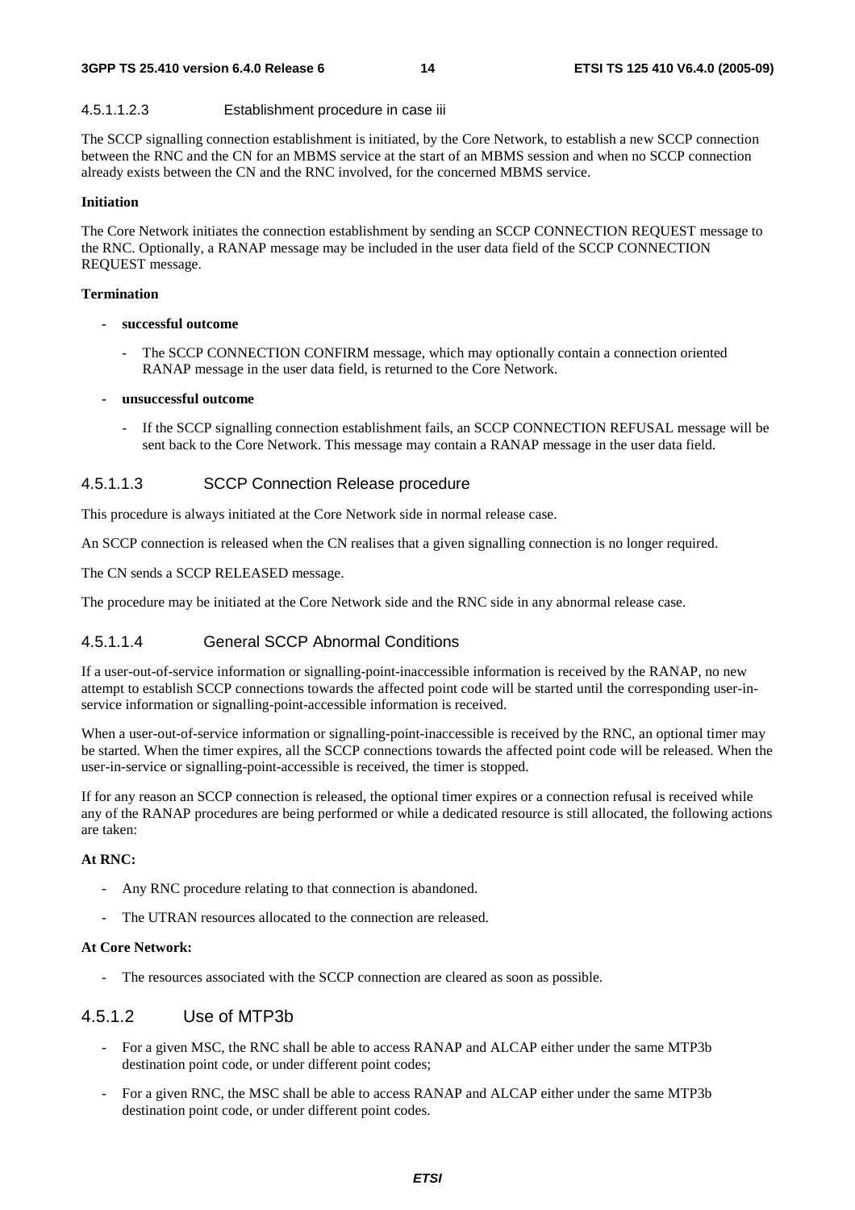#### 4.5.1.1.2.3 Establishment procedure in case iii

The SCCP signalling connection establishment is initiated, by the Core Network, to establish a new SCCP connection between the RNC and the CN for an MBMS service at the start of an MBMS session and when no SCCP connection already exists between the CN and the RNC involved, for the concerned MBMS service.

**Initiation**

The Core Network initiates the connection establishment by sending an SCCP CONNECTION REQUEST message to the RNC. Optionally, a RANAP message may be included in the user data field of the SCCP CONNECTION REQUEST message.

**Termination**

- **successful outcome**
  - The SCCP CONNECTION CONFIRM message, which may optionally contain a connection oriented RANAP message in the user data field, is returned to the Core Network.
- **unsuccessful outcome**
  - If the SCCP signalling connection establishment fails, an SCCP CONNECTION REFUSAL message will be sent back to the Core Network. This message may contain a RANAP message in the user data field.

#### 4.5.1.1.3 SCCP Connection Release procedure

This procedure is always initiated at the Core Network side in normal release case.

An SCCP connection is released when the CN realises that a given signalling connection is no longer required.

The CN sends a SCCP RELEASED message.

The procedure may be initiated at the Core Network side and the RNC side in any abnormal release case.

#### 4.5.1.1.4 General SCCP Abnormal Conditions

If a user-out-of-service information or signalling-point-inaccessible information is received by the RANAP, no new attempt to establish SCCP connections towards the affected point code will be started until the corresponding user-in-service information or signalling-point-accessible information is received.

When a user-out-of-service information or signalling-point-inaccessible is received by the RNC, an optional timer may be started. When the timer expires, all the SCCP connections towards the affected point code will be released. When the user-in-service or signalling-point-accessible is received, the timer is stopped.

If for any reason an SCCP connection is released, the optional timer expires or a connection refusal is received while any of the RANAP procedures are being performed or while a dedicated resource is still allocated, the following actions are taken:

**At RNC:**

- Any RNC procedure relating to that connection is abandoned.
- The UTRAN resources allocated to the connection are released.

**At Core Network:**

- The resources associated with the SCCP connection are cleared as soon as possible.

### 4.5.1.2 Use of MTP3b

- For a given MSC, the RNC shall be able to access RANAP and ALCAP either under the same MTP3b destination point code, or under different point codes;
- For a given RNC, the MSC shall be able to access RANAP and ALCAP either under the same MTP3b destination point code, or under different point codes.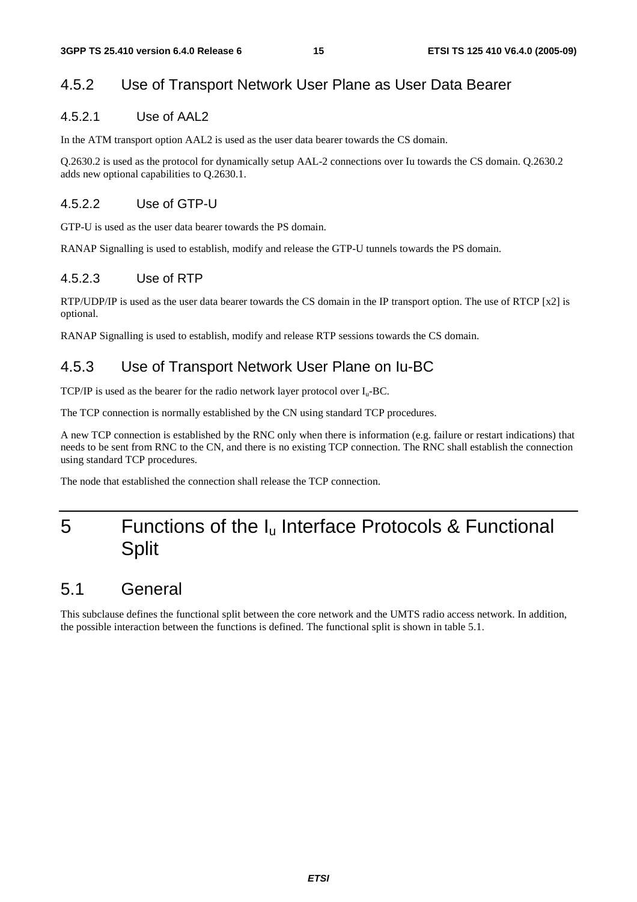### 4.5.2 Use of Transport Network User Plane as User Data Bearer

#### 4.5.2.1 Use of AAL2

In the ATM transport option AAL2 is used as the user data bearer towards the CS domain.

Q.2630.2 is used as the protocol for dynamically setup AAL-2 connections over Iu towards the CS domain. Q.2630.2 adds new optional capabilities to Q.2630.1.

#### 4.5.2.2 Use of GTP-U

GTP-U is used as the user data bearer towards the PS domain.

RANAP Signalling is used to establish, modify and release the GTP-U tunnels towards the PS domain.

#### 4.5.2.3 Use of RTP

RTP/UDP/IP is used as the user data bearer towards the CS domain in the IP transport option. The use of RTCP [x2] is optional.

RANAP Signalling is used to establish, modify and release RTP sessions towards the CS domain.

### 4.5.3 Use of Transport Network User Plane on Iu-BC

TCP/IP is used as the bearer for the radio network layer protocol over $I_u$-BC.

The TCP connection is normally established by the CN using standard TCP procedures.

A new TCP connection is established by the RNC only when there is information (e.g. failure or restart indications) that needs to be sent from RNC to the CN, and there is no existing TCP connection. The RNC shall establish the connection using standard TCP procedures.

The node that established the connection shall release the TCP connection.

# 5 Functions of the $I_u$ Interface Protocols & Functional Split

## 5.1 General

This subclause defines the functional split between the core network and the UMTS radio access network. In addition, the possible interaction between the functions is defined. The functional split is shown in table 5.1.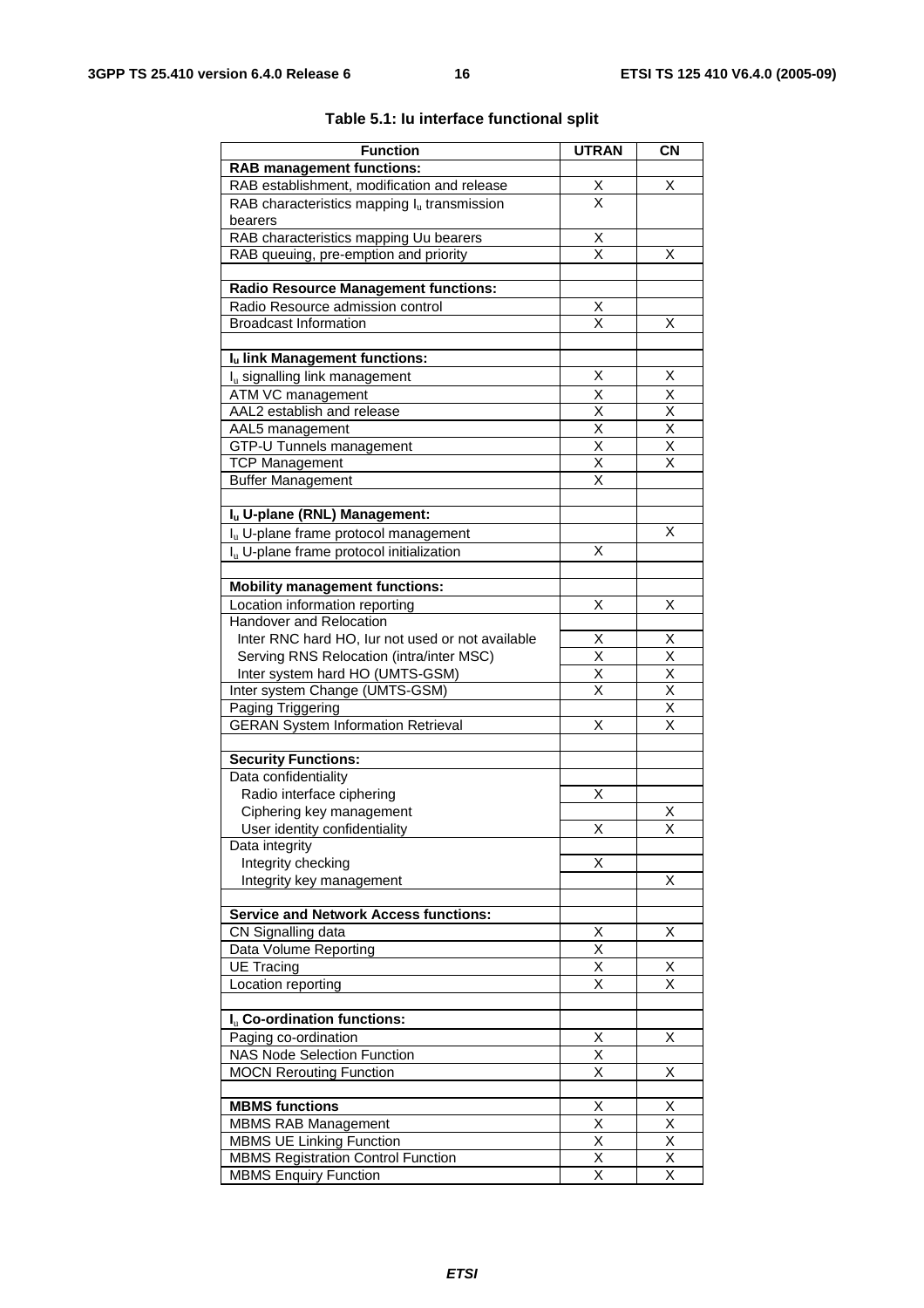**Table 5.1: Iu interface functional split**

| Function | UTRAN | CN |
|---|---|---|
| **RAB management functions:** | | |
| RAB establishment, modification and release | X | X |
| RAB characteristics mapping $I_u$ transmission bearers | X | |
| RAB characteristics mapping Uu bearers | X | |
| RAB queuing, pre-emption and priority | X | X |
| | | |
| **Radio Resource Management functions:** | | |
| Radio Resource admission control | X | |
| Broadcast Information | X | X |
| | | |
| **$I_u$ link Management functions:** | | |
| $I_u$ signalling link management | X | X |
| ATM VC management | X | X |
| AAL2 establish and release | X | X |
| AAL5 management | X | X |
| GTP-U Tunnels management | X | X |
| TCP Management | X | X |
| Buffer Management | X | |
| | | |
| **$I_u$ U-plane (RNL) Management:** | | |
| $I_u$ U-plane frame protocol management | | X |
| $I_u$ U-plane frame protocol initialization | X | |
| | | |
| **Mobility management functions:** | | |
| Location information reporting | X | X |
| Handover and Relocation | | |
| Inter RNC hard HO, Iur not used or not available | X | X |
| Serving RNS Relocation (intra/inter MSC) | X | X |
| Inter system hard HO (UMTS-GSM) | X | X |
| Inter system Change (UMTS-GSM) | X | X |
| Paging Triggering | | X |
| GERAN System Information Retrieval | X | X |
| | | |
| **Security Functions:** | | |
| Data confidentiality | | |
| Radio interface ciphering | X | |
| Ciphering key management | | X |
| User identity confidentiality | X | X |
| Data integrity | | |
| Integrity checking | X | |
| Integrity key management | | X |
| | | |
| **Service and Network Access functions:** | | |
| CN Signalling data | X | X |
| Data Volume Reporting | X | |
| UE Tracing | X | X |
| Location reporting | X | X |
| | | |
| **$I_u$ Co-ordination functions:** | | |
| Paging co-ordination | X | X |
| NAS Node Selection Function | X | |
| MOCN Rerouting Function | X | X |
| | | |
| **MBMS functions** | X | X |
| MBMS RAB Management | X | X |
| MBMS UE Linking Function | X | X |
| MBMS Registration Control Function | X | X |
| MBMS Enquiry Function | X | X |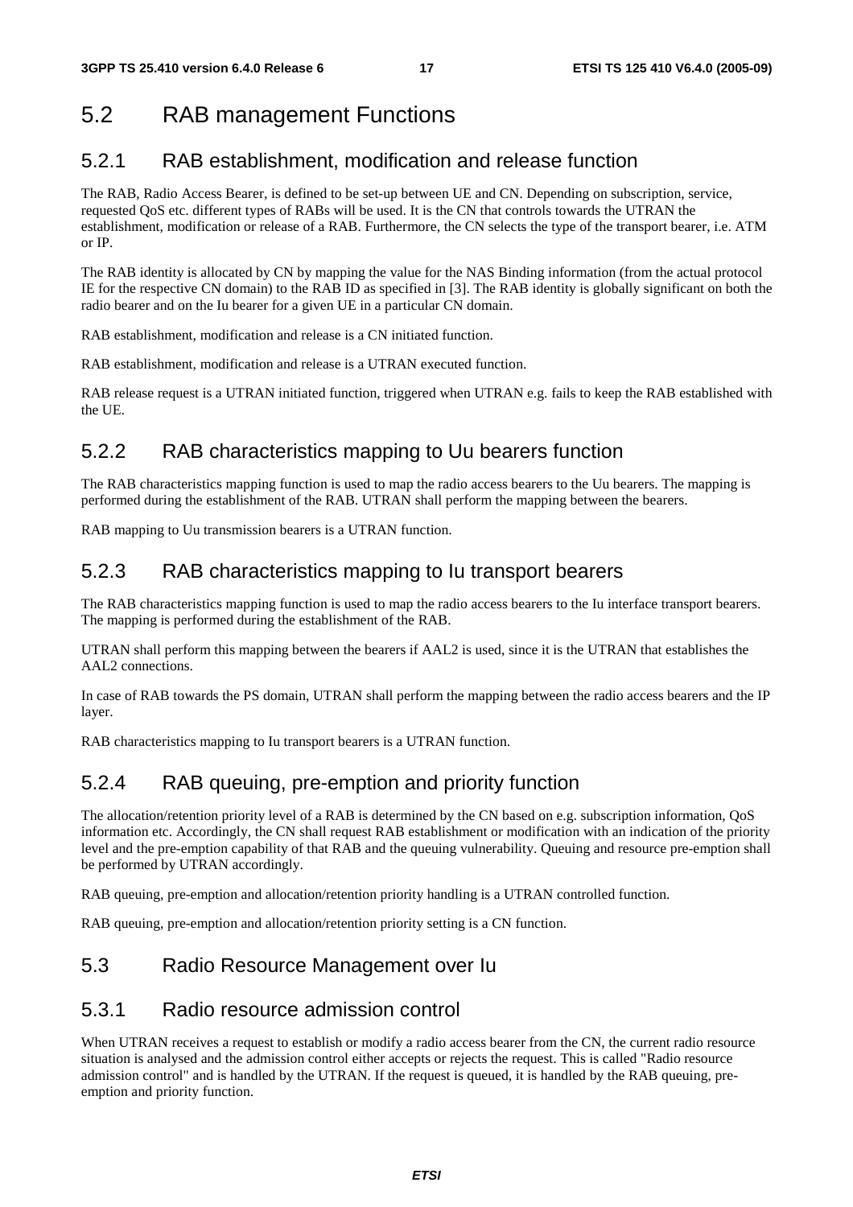## 5.2 RAB management Functions

### 5.2.1 RAB establishment, modification and release function

The RAB, Radio Access Bearer, is defined to be set-up between UE and CN. Depending on subscription, service, requested QoS etc. different types of RABs will be used. It is the CN that controls towards the UTRAN the establishment, modification or release of a RAB. Furthermore, the CN selects the type of the transport bearer, i.e. ATM or IP.

The RAB identity is allocated by CN by mapping the value for the NAS Binding information (from the actual protocol IE for the respective CN domain) to the RAB ID as specified in [3]. The RAB identity is globally significant on both the radio bearer and on the Iu bearer for a given UE in a particular CN domain.

RAB establishment, modification and release is a CN initiated function.

RAB establishment, modification and release is a UTRAN executed function.

RAB release request is a UTRAN initiated function, triggered when UTRAN e.g. fails to keep the RAB established with the UE.

### 5.2.2 RAB characteristics mapping to Uu bearers function

The RAB characteristics mapping function is used to map the radio access bearers to the Uu bearers. The mapping is performed during the establishment of the RAB. UTRAN shall perform the mapping between the bearers.

RAB mapping to Uu transmission bearers is a UTRAN function.

### 5.2.3 RAB characteristics mapping to Iu transport bearers

The RAB characteristics mapping function is used to map the radio access bearers to the Iu interface transport bearers. The mapping is performed during the establishment of the RAB.

UTRAN shall perform this mapping between the bearers if AAL2 is used, since it is the UTRAN that establishes the AAL2 connections.

In case of RAB towards the PS domain, UTRAN shall perform the mapping between the radio access bearers and the IP layer.

RAB characteristics mapping to Iu transport bearers is a UTRAN function.

### 5.2.4 RAB queuing, pre-emption and priority function

The allocation/retention priority level of a RAB is determined by the CN based on e.g. subscription information, QoS information etc. Accordingly, the CN shall request RAB establishment or modification with an indication of the priority level and the pre-emption capability of that RAB and the queuing vulnerability. Queuing and resource pre-emption shall be performed by UTRAN accordingly.

RAB queuing, pre-emption and allocation/retention priority handling is a UTRAN controlled function.

RAB queuing, pre-emption and allocation/retention priority setting is a CN function.

## 5.3 Radio Resource Management over Iu

### 5.3.1 Radio resource admission control

When UTRAN receives a request to establish or modify a radio access bearer from the CN, the current radio resource situation is analysed and the admission control either accepts or rejects the request. This is called "Radio resource admission control" and is handled by the UTRAN. If the request is queued, it is handled by the RAB queuing, pre-emption and priority function.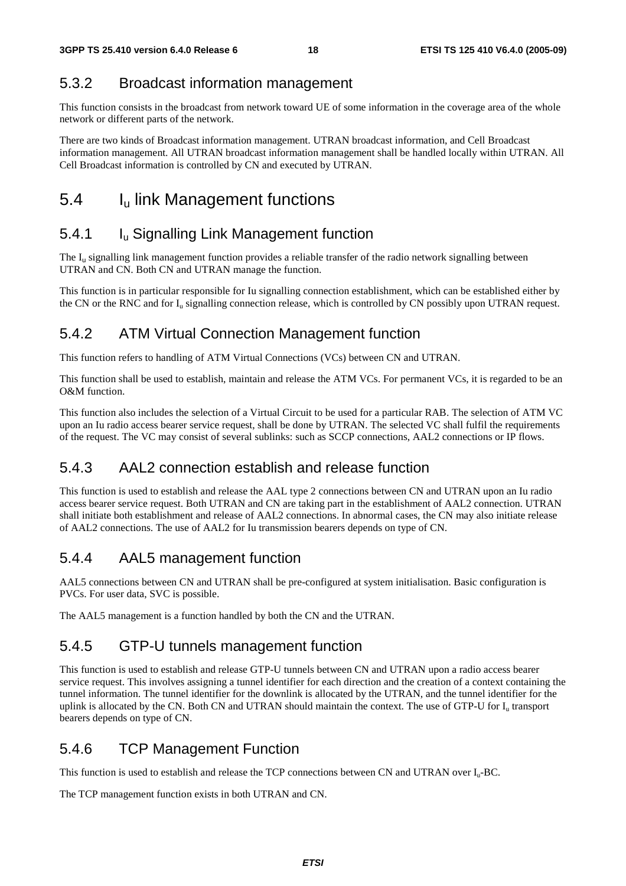### 5.3.2 Broadcast information management

This function consists in the broadcast from network toward UE of some information in the coverage area of the whole network or different parts of the network.

There are two kinds of Broadcast information management. UTRAN broadcast information, and Cell Broadcast information management. All UTRAN broadcast information management shall be handled locally within UTRAN. All Cell Broadcast information is controlled by CN and executed by UTRAN.

## 5.4 $I_u$ link Management functions

### 5.4.1 $I_u$ Signalling Link Management function

The $I_u$ signalling link management function provides a reliable transfer of the radio network signalling between UTRAN and CN. Both CN and UTRAN manage the function.

This function is in particular responsible for Iu signalling connection establishment, which can be established either by the CN or the RNC and for $I_u$ signalling connection release, which is controlled by CN possibly upon UTRAN request.

### 5.4.2 ATM Virtual Connection Management function

This function refers to handling of ATM Virtual Connections (VCs) between CN and UTRAN.

This function shall be used to establish, maintain and release the ATM VCs. For permanent VCs, it is regarded to be an O&M function.

This function also includes the selection of a Virtual Circuit to be used for a particular RAB. The selection of ATM VC upon an Iu radio access bearer service request, shall be done by UTRAN. The selected VC shall fulfil the requirements of the request. The VC may consist of several sublinks: such as SCCP connections, AAL2 connections or IP flows.

### 5.4.3 AAL2 connection establish and release function

This function is used to establish and release the AAL type 2 connections between CN and UTRAN upon an Iu radio access bearer service request. Both UTRAN and CN are taking part in the establishment of AAL2 connection. UTRAN shall initiate both establishment and release of AAL2 connections. In abnormal cases, the CN may also initiate release of AAL2 connections. The use of AAL2 for Iu transmission bearers depends on type of CN.

### 5.4.4 AAL5 management function

AAL5 connections between CN and UTRAN shall be pre-configured at system initialisation. Basic configuration is PVCs. For user data, SVC is possible.

The AAL5 management is a function handled by both the CN and the UTRAN.

### 5.4.5 GTP-U tunnels management function

This function is used to establish and release GTP-U tunnels between CN and UTRAN upon a radio access bearer service request. This involves assigning a tunnel identifier for each direction and the creation of a context containing the tunnel information. The tunnel identifier for the downlink is allocated by the UTRAN, and the tunnel identifier for the uplink is allocated by the CN. Both CN and UTRAN should maintain the context. The use of GTP-U for $I_u$ transport bearers depends on type of CN.

### 5.4.6 TCP Management Function

This function is used to establish and release the TCP connections between CN and UTRAN over $I_u$-BC.

The TCP management function exists in both UTRAN and CN.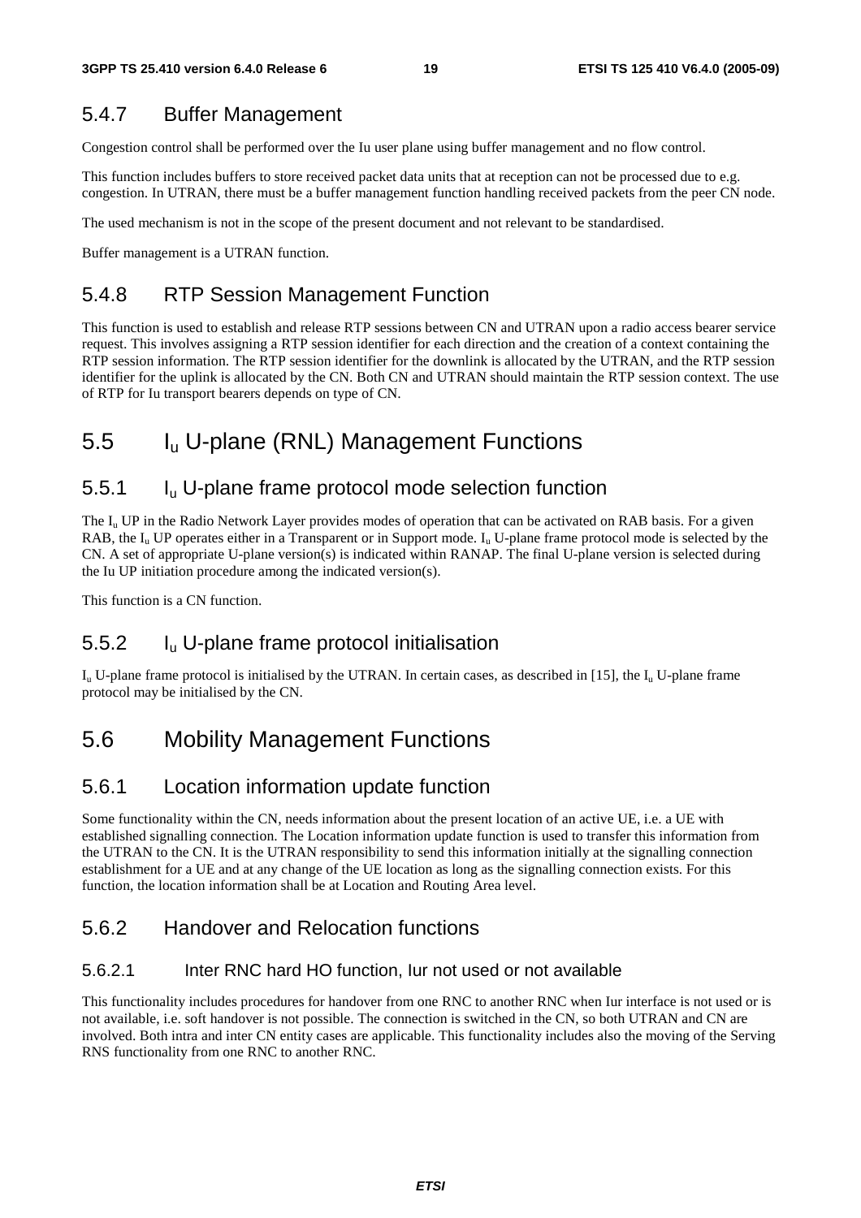### 5.4.7 Buffer Management

Congestion control shall be performed over the Iu user plane using buffer management and no flow control.

This function includes buffers to store received packet data units that at reception can not be processed due to e.g. congestion. In UTRAN, there must be a buffer management function handling received packets from the peer CN node.

The used mechanism is not in the scope of the present document and not relevant to be standardised.

Buffer management is a UTRAN function.

### 5.4.8 RTP Session Management Function

This function is used to establish and release RTP sessions between CN and UTRAN upon a radio access bearer service request. This involves assigning a RTP session identifier for each direction and the creation of a context containing the RTP session information. The RTP session identifier for the downlink is allocated by the UTRAN, and the RTP session identifier for the uplink is allocated by the CN. Both CN and UTRAN should maintain the RTP session context. The use of RTP for Iu transport bearers depends on type of CN.

## 5.5 $I_u$ U-plane (RNL) Management Functions

### 5.5.1 $I_u$ U-plane frame protocol mode selection function

The $I_u$ UP in the Radio Network Layer provides modes of operation that can be activated on RAB basis. For a given RAB, the $I_u$ UP operates either in a Transparent or in Support mode. $I_u$ U-plane frame protocol mode is selected by the CN. A set of appropriate U-plane version(s) is indicated within RANAP. The final U-plane version is selected during the Iu UP initiation procedure among the indicated version(s).

This function is a CN function.

### 5.5.2 $I_u$ U-plane frame protocol initialisation

$I_u$ U-plane frame protocol is initialised by the UTRAN. In certain cases, as described in [15], the $I_u$ U-plane frame protocol may be initialised by the CN.

## 5.6 Mobility Management Functions

### 5.6.1 Location information update function

Some functionality within the CN, needs information about the present location of an active UE, i.e. a UE with established signalling connection. The Location information update function is used to transfer this information from the UTRAN to the CN. It is the UTRAN responsibility to send this information initially at the signalling connection establishment for a UE and at any change of the UE location as long as the signalling connection exists. For this function, the location information shall be at Location and Routing Area level.

### 5.6.2 Handover and Relocation functions

#### 5.6.2.1 Inter RNC hard HO function, Iur not used or not available

This functionality includes procedures for handover from one RNC to another RNC when Iur interface is not used or is not available, i.e. soft handover is not possible. The connection is switched in the CN, so both UTRAN and CN are involved. Both intra and inter CN entity cases are applicable. This functionality includes also the moving of the Serving RNS functionality from one RNC to another RNC.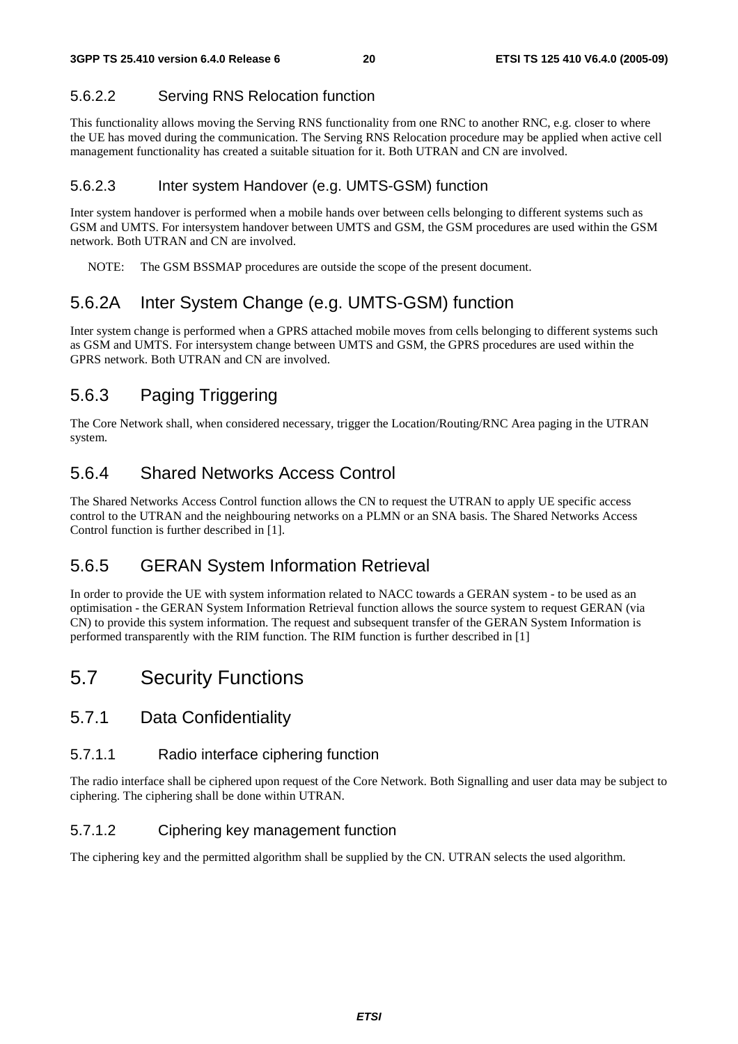#### 5.6.2.2 Serving RNS Relocation function

This functionality allows moving the Serving RNS functionality from one RNC to another RNC, e.g. closer to where the UE has moved during the communication. The Serving RNS Relocation procedure may be applied when active cell management functionality has created a suitable situation for it. Both UTRAN and CN are involved.

#### 5.6.2.3 Inter system Handover (e.g. UMTS-GSM) function

Inter system handover is performed when a mobile hands over between cells belonging to different systems such as GSM and UMTS. For intersystem handover between UMTS and GSM, the GSM procedures are used within the GSM network. Both UTRAN and CN are involved.

NOTE: The GSM BSSMAP procedures are outside the scope of the present document.

### 5.6.2A Inter System Change (e.g. UMTS-GSM) function

Inter system change is performed when a GPRS attached mobile moves from cells belonging to different systems such as GSM and UMTS. For intersystem change between UMTS and GSM, the GPRS procedures are used within the GPRS network. Both UTRAN and CN are involved.

### 5.6.3 Paging Triggering

The Core Network shall, when considered necessary, trigger the Location/Routing/RNC Area paging in the UTRAN system.

### 5.6.4 Shared Networks Access Control

The Shared Networks Access Control function allows the CN to request the UTRAN to apply UE specific access control to the UTRAN and the neighbouring networks on a PLMN or an SNA basis. The Shared Networks Access Control function is further described in [1].

### 5.6.5 GERAN System Information Retrieval

In order to provide the UE with system information related to NACC towards a GERAN system - to be used as an optimisation - the GERAN System Information Retrieval function allows the source system to request GERAN (via CN) to provide this system information. The request and subsequent transfer of the GERAN System Information is performed transparently with the RIM function. The RIM function is further described in [1]

## 5.7 Security Functions

### 5.7.1 Data Confidentiality

#### 5.7.1.1 Radio interface ciphering function

The radio interface shall be ciphered upon request of the Core Network. Both Signalling and user data may be subject to ciphering. The ciphering shall be done within UTRAN.

#### 5.7.1.2 Ciphering key management function

The ciphering key and the permitted algorithm shall be supplied by the CN. UTRAN selects the used algorithm.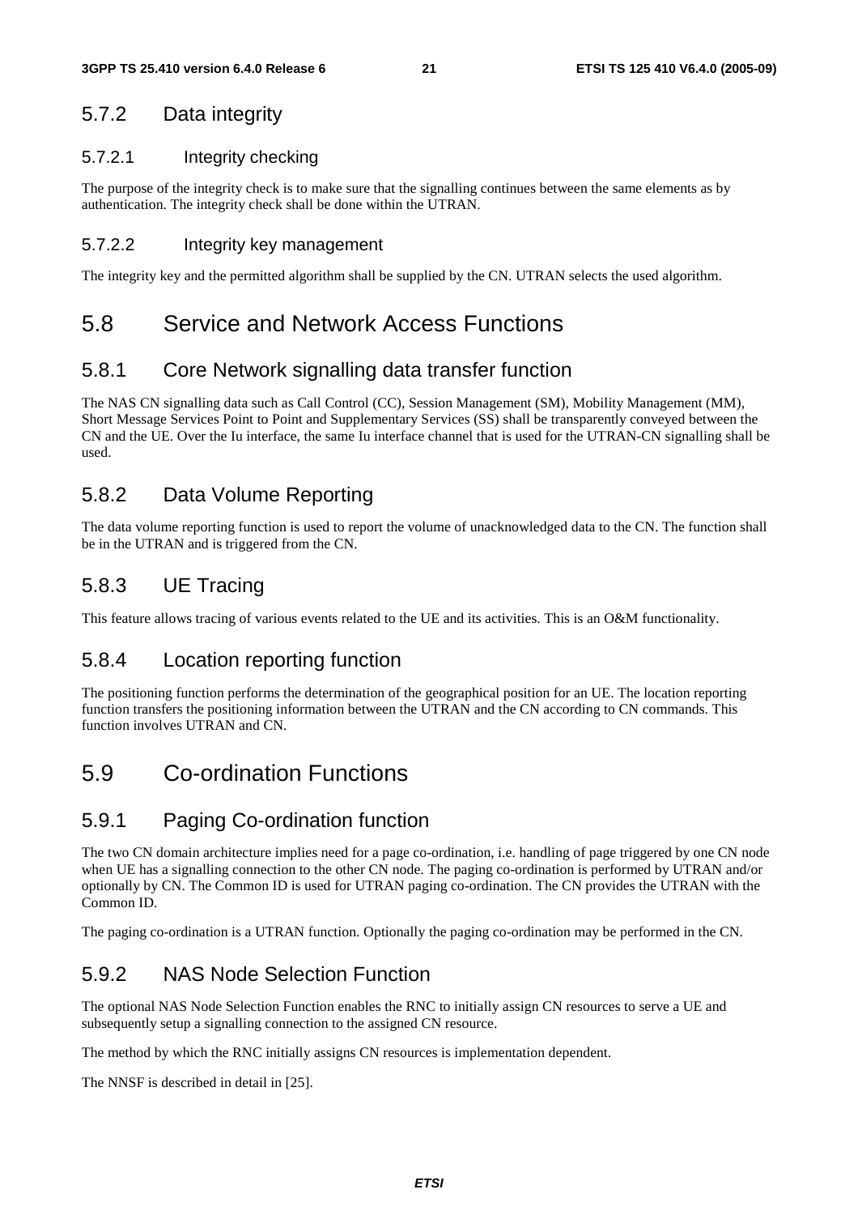### 5.7.2 Data integrity

#### 5.7.2.1 Integrity checking

The purpose of the integrity check is to make sure that the signalling continues between the same elements as by authentication. The integrity check shall be done within the UTRAN.

#### 5.7.2.2 Integrity key management

The integrity key and the permitted algorithm shall be supplied by the CN. UTRAN selects the used algorithm.

## 5.8 Service and Network Access Functions

### 5.8.1 Core Network signalling data transfer function

The NAS CN signalling data such as Call Control (CC), Session Management (SM), Mobility Management (MM), Short Message Services Point to Point and Supplementary Services (SS) shall be transparently conveyed between the CN and the UE. Over the Iu interface, the same Iu interface channel that is used for the UTRAN-CN signalling shall be used.

### 5.8.2 Data Volume Reporting

The data volume reporting function is used to report the volume of unacknowledged data to the CN. The function shall be in the UTRAN and is triggered from the CN.

### 5.8.3 UE Tracing

This feature allows tracing of various events related to the UE and its activities. This is an O&M functionality.

### 5.8.4 Location reporting function

The positioning function performs the determination of the geographical position for an UE. The location reporting function transfers the positioning information between the UTRAN and the CN according to CN commands. This function involves UTRAN and CN.

## 5.9 Co-ordination Functions

### 5.9.1 Paging Co-ordination function

The two CN domain architecture implies need for a page co-ordination, i.e. handling of page triggered by one CN node when UE has a signalling connection to the other CN node. The paging co-ordination is performed by UTRAN and/or optionally by CN. The Common ID is used for UTRAN paging co-ordination. The CN provides the UTRAN with the Common ID.

The paging co-ordination is a UTRAN function. Optionally the paging co-ordination may be performed in the CN.

### 5.9.2 NAS Node Selection Function

The optional NAS Node Selection Function enables the RNC to initially assign CN resources to serve a UE and subsequently setup a signalling connection to the assigned CN resource.

The method by which the RNC initially assigns CN resources is implementation dependent.

The NNSF is described in detail in [25].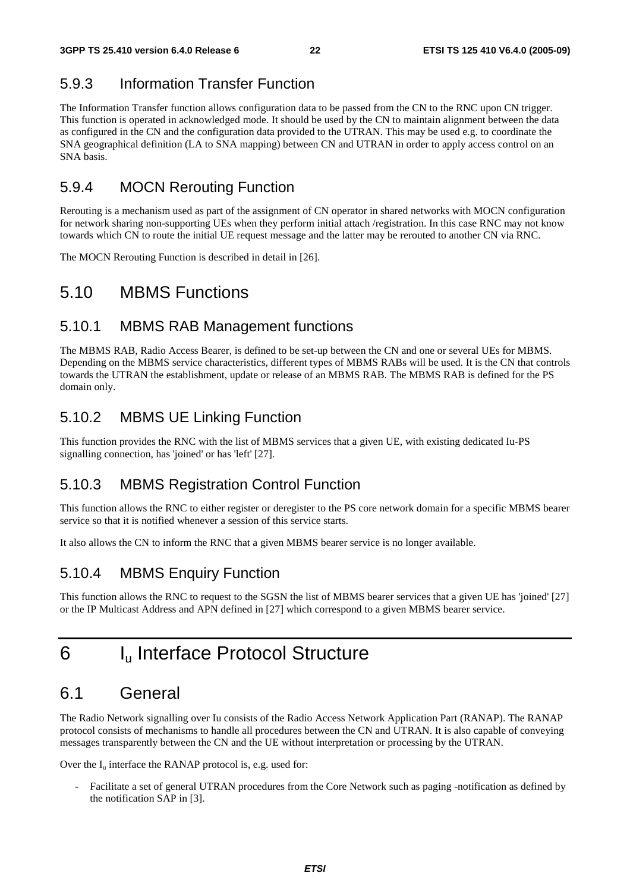### 5.9.3 Information Transfer Function

The Information Transfer function allows configuration data to be passed from the CN to the RNC upon CN trigger. This function is operated in acknowledged mode. It should be used by the CN to maintain alignment between the data as configured in the CN and the configuration data provided to the UTRAN. This may be used e.g. to coordinate the SNA geographical definition (LA to SNA mapping) between CN and UTRAN in order to apply access control on an SNA basis.

### 5.9.4 MOCN Rerouting Function

Rerouting is a mechanism used as part of the assignment of CN operator in shared networks with MOCN configuration for network sharing non-supporting UEs when they perform initial attach /registration. In this case RNC may not know towards which CN to route the initial UE request message and the latter may be rerouted to another CN via RNC.

The MOCN Rerouting Function is described in detail in [26].

## 5.10 MBMS Functions

### 5.10.1 MBMS RAB Management functions

The MBMS RAB, Radio Access Bearer, is defined to be set-up between the CN and one or several UEs for MBMS. Depending on the MBMS service characteristics, different types of MBMS RABs will be used. It is the CN that controls towards the UTRAN the establishment, update or release of an MBMS RAB. The MBMS RAB is defined for the PS domain only.

### 5.10.2 MBMS UE Linking Function

This function provides the RNC with the list of MBMS services that a given UE, with existing dedicated Iu-PS signalling connection, has 'joined' or has 'left' [27].

### 5.10.3 MBMS Registration Control Function

This function allows the RNC to either register or deregister to the PS core network domain for a specific MBMS bearer service so that it is notified whenever a session of this service starts.

It also allows the CN to inform the RNC that a given MBMS bearer service is no longer available.

### 5.10.4 MBMS Enquiry Function

This function allows the RNC to request to the SGSN the list of MBMS bearer services that a given UE has 'joined' [27] or the IP Multicast Address and APN defined in [27] which correspond to a given MBMS bearer service.

# 6 $I_u$ Interface Protocol Structure

## 6.1 General

The Radio Network signalling over Iu consists of the Radio Access Network Application Part (RANAP). The RANAP protocol consists of mechanisms to handle all procedures between the CN and UTRAN. It is also capable of conveying messages transparently between the CN and the UE without interpretation or processing by the UTRAN.

Over the $I_u$ interface the RANAP protocol is, e.g. used for:

- Facilitate a set of general UTRAN procedures from the Core Network such as paging -notification as defined by the notification SAP in [3].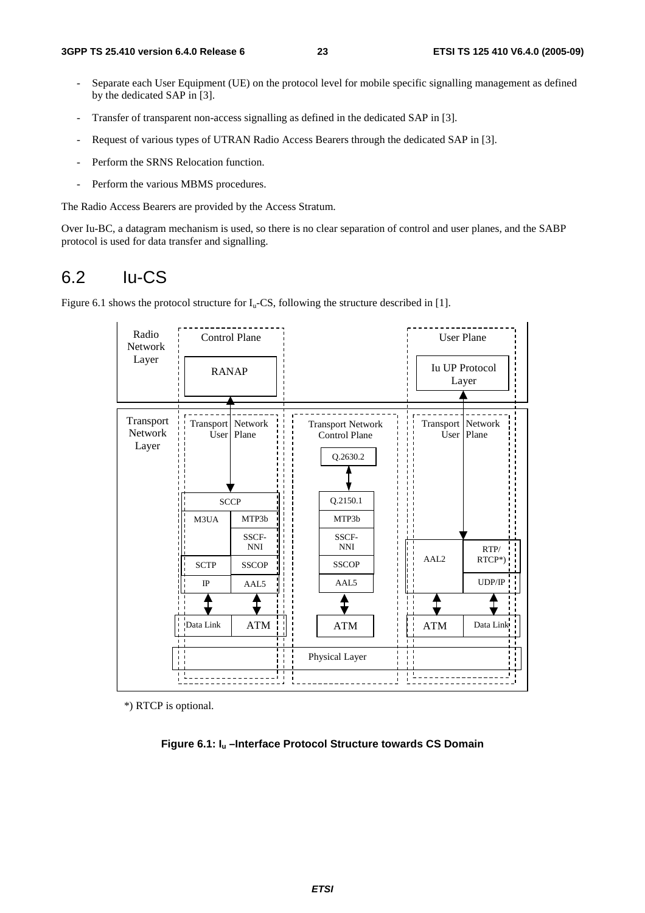- Separate each User Equipment (UE) on the protocol level for mobile specific signalling management as defined by the dedicated SAP in [3].
- Transfer of transparent non-access signalling as defined in the dedicated SAP in [3].
- Request of various types of UTRAN Radio Access Bearers through the dedicated SAP in [3].
- Perform the SRNS Relocation function.
- Perform the various MBMS procedures.

The Radio Access Bearers are provided by the Access Stratum.

Over Iu-BC, a datagram mechanism is used, so there is no clear separation of control and user planes, and the SABP protocol is used for data transfer and signalling.

## 6.2 Iu-CS

Figure 6.1 shows the protocol structure for $I_u$-CS, following the structure described in [1].

Radio Network Layer | Control Plane | RANAP | User Plane | Iu UP Protocol Layer

Transport Network Layer | Transport Network User Plane | Transport Network Control Plane | Transport Network User Plane

Q.2630.2

SCCP | M3UA | MTP3b | SSCF-NNI | SCTP | SSCOP | IP | AAL5

Q.2150.1 | MTP3b | SSCF-NNI | SSCOP | AAL5

AAL2 | RTP/RTCP*) | UDP/IP

Data Link | ATM | ATM | ATM | Data Link

Physical Layer

*) RTCP is optional.

**Figure 6.1: $I_u$ –Interface Protocol Structure towards CS Domain**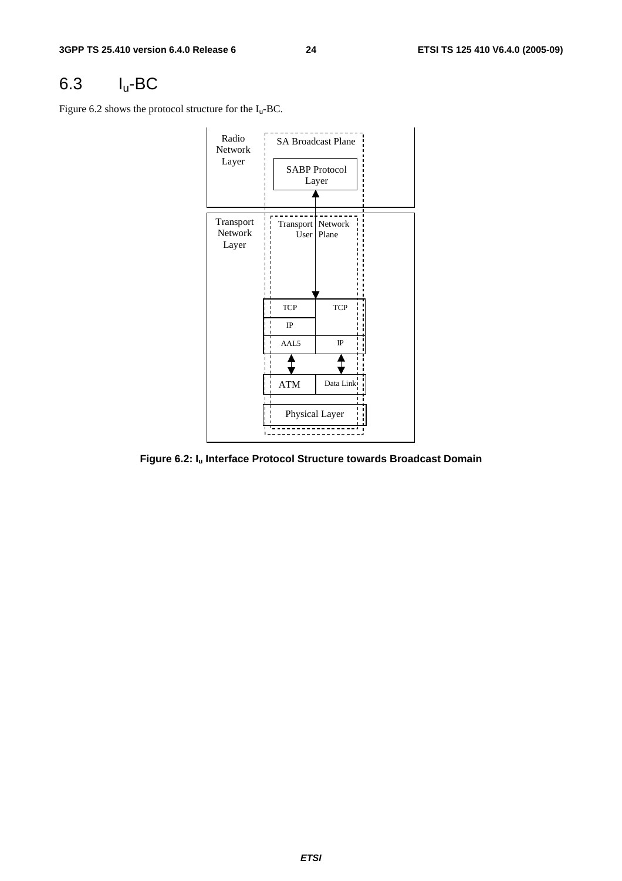## 6.3 $I_u$-BC

Figure 6.2 shows the protocol structure for the $I_u$-BC.

**Figure 6.2: $I_u$ Interface Protocol Structure towards Broadcast Domain**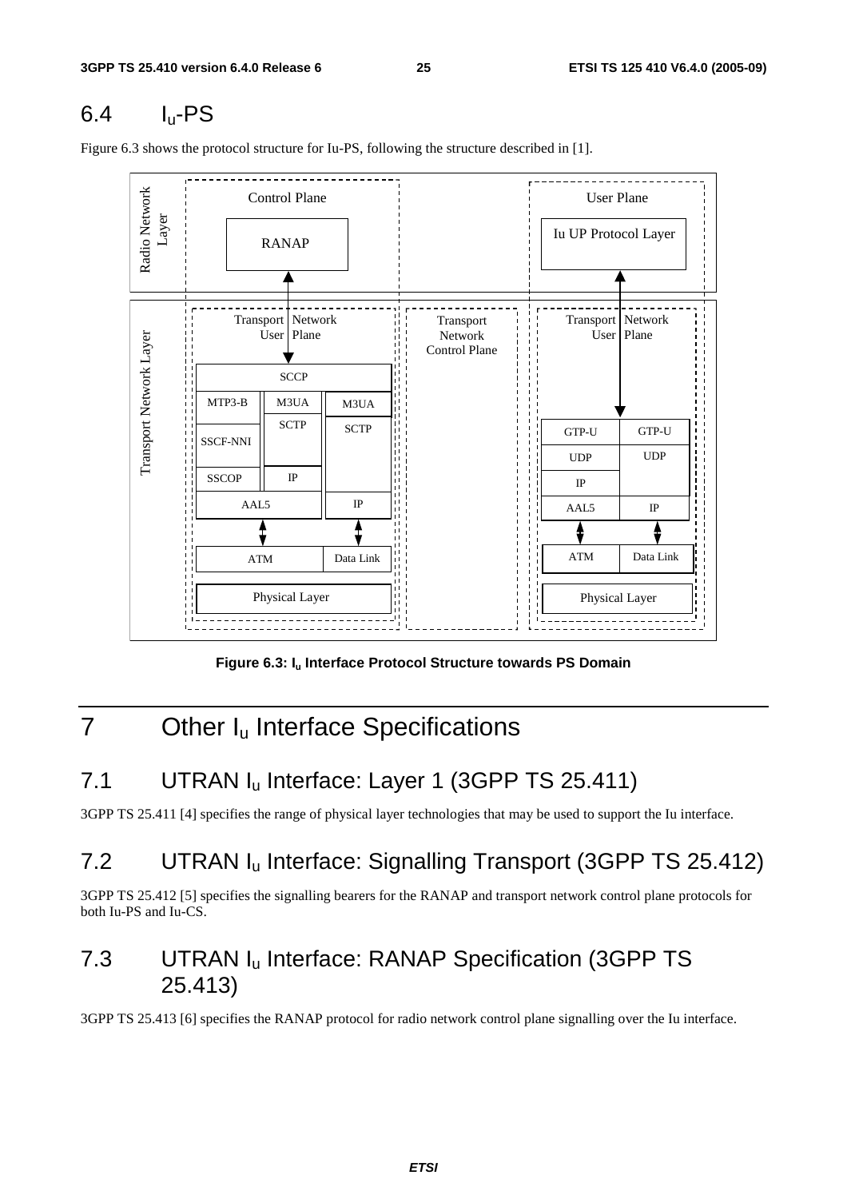## 6.4 $I_u$-PS

Figure 6.3 shows the protocol structure for Iu-PS, following the structure described in [1].

**Figure 6.3: $I_u$ Interface Protocol Structure towards PS Domain**

# 7 Other $I_u$ Interface Specifications

## 7.1 UTRAN $I_u$ Interface: Layer 1 (3GPP TS 25.411)

3GPP TS 25.411 [4] specifies the range of physical layer technologies that may be used to support the Iu interface.

## 7.2 UTRAN $I_u$ Interface: Signalling Transport (3GPP TS 25.412)

3GPP TS 25.412 [5] specifies the signalling bearers for the RANAP and transport network control plane protocols for both Iu-PS and Iu-CS.

## 7.3 UTRAN $I_u$ Interface: RANAP Specification (3GPP TS 25.413)

3GPP TS 25.413 [6] specifies the RANAP protocol for radio network control plane signalling over the Iu interface.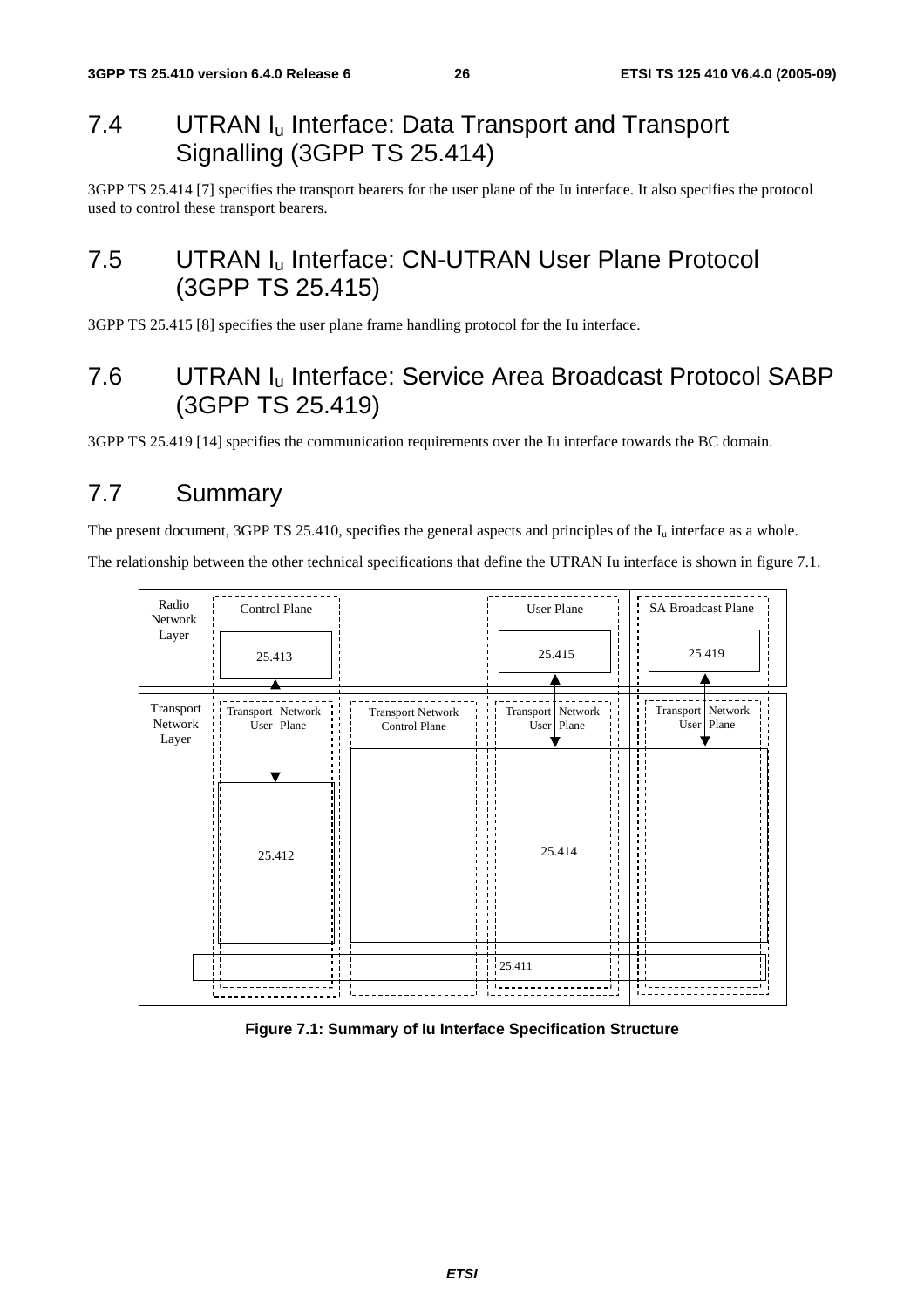## 7.4 UTRAN $I_u$ Interface: Data Transport and Transport Signalling (3GPP TS 25.414)

3GPP TS 25.414 [7] specifies the transport bearers for the user plane of the Iu interface. It also specifies the protocol used to control these transport bearers.

## 7.5 UTRAN $I_u$ Interface: CN-UTRAN User Plane Protocol (3GPP TS 25.415)

3GPP TS 25.415 [8] specifies the user plane frame handling protocol for the Iu interface.

## 7.6 UTRAN $I_u$ Interface: Service Area Broadcast Protocol SABP (3GPP TS 25.419)

3GPP TS 25.419 [14] specifies the communication requirements over the Iu interface towards the BC domain.

## 7.7 Summary

The present document, 3GPP TS 25.410, specifies the general aspects and principles of the $I_u$ interface as a whole.

The relationship between the other technical specifications that define the UTRAN Iu interface is shown in figure 7.1.

Radio Network Layer | Control Plane: 25.413 | User Plane: 25.415 | SA Broadcast Plane: 25.419

Transport Network Layer | Transport Network User Plane: 25.412 | Transport Network Control Plane | Transport Network User Plane: 25.414 | Transport Network User Plane | 25.411

**Figure 7.1: Summary of Iu Interface Specification Structure**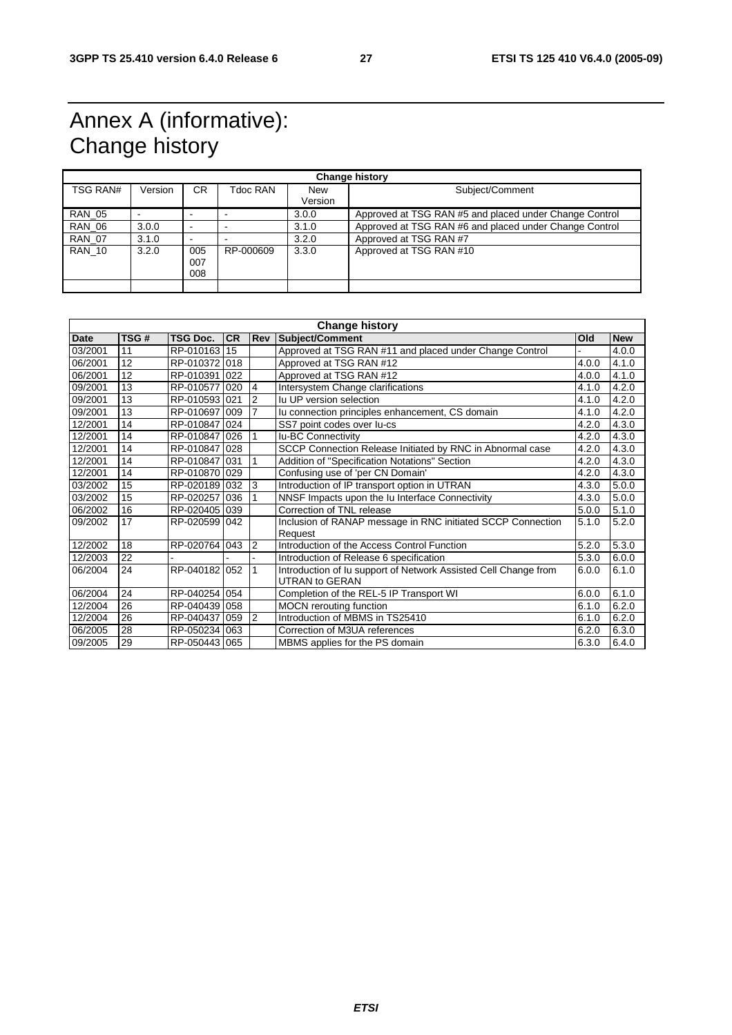# Annex A (informative): Change history

| Change history | | | | | |
|---|---|---|---|---|---|
| TSG RAN# | Version | CR | Tdoc RAN | New Version | Subject/Comment |
| RAN_05 | - | - | - | 3.0.0 | Approved at TSG RAN #5 and placed under Change Control |
| RAN_06 | 3.0.0 | - | - | 3.1.0 | Approved at TSG RAN #6 and placed under Change Control |
| RAN_07 | 3.1.0 | - | - | 3.2.0 | Approved at TSG RAN #7 |
| RAN_10 | 3.2.0 | 005 007 008 | RP-000609 | 3.3.0 | Approved at TSG RAN #10 |
| | | | | | |

| Change history | | | | | | | |
|---|---|---|---|---|---|---|---|
| **Date** | **TSG #** | **TSG Doc.** | **CR** | **Rev** | **Subject/Comment** | **Old** | **New** |
| 03/2001 | 11 | RP-010163 | 15 | | Approved at TSG RAN #11 and placed under Change Control | - | 4.0.0 |
| 06/2001 | 12 | RP-010372 | 018 | | Approved at TSG RAN #12 | 4.0.0 | 4.1.0 |
| 06/2001 | 12 | RP-010391 | 022 | | Approved at TSG RAN #12 | 4.0.0 | 4.1.0 |
| 09/2001 | 13 | RP-010577 | 020 | 4 | Intersystem Change clarifications | 4.1.0 | 4.2.0 |
| 09/2001 | 13 | RP-010593 | 021 | 2 | Iu UP version selection | 4.1.0 | 4.2.0 |
| 09/2001 | 13 | RP-010697 | 009 | 7 | Iu connection principles enhancement, CS domain | 4.1.0 | 4.2.0 |
| 12/2001 | 14 | RP-010847 | 024 | | SS7 point codes over Iu-cs | 4.2.0 | 4.3.0 |
| 12/2001 | 14 | RP-010847 | 026 | 1 | Iu-BC Connectivity | 4.2.0 | 4.3.0 |
| 12/2001 | 14 | RP-010847 | 028 | | SCCP Connection Release Initiated by RNC in Abnormal case | 4.2.0 | 4.3.0 |
| 12/2001 | 14 | RP-010847 | 031 | 1 | Addition of "Specification Notations" Section | 4.2.0 | 4.3.0 |
| 12/2001 | 14 | RP-010870 | 029 | | Confusing use of 'per CN Domain' | 4.2.0 | 4.3.0 |
| 03/2002 | 15 | RP-020189 | 032 | 3 | Introduction of IP transport option in UTRAN | 4.3.0 | 5.0.0 |
| 03/2002 | 15 | RP-020257 | 036 | 1 | NNSF Impacts upon the Iu Interface Connectivity | 4.3.0 | 5.0.0 |
| 06/2002 | 16 | RP-020405 | 039 | | Correction of TNL release | 5.0.0 | 5.1.0 |
| 09/2002 | 17 | RP-020599 | 042 | | Inclusion of RANAP message in RNC initiated SCCP Connection Request | 5.1.0 | 5.2.0 |
| 12/2002 | 18 | RP-020764 | 043 | 2 | Introduction of the Access Control Function | 5.2.0 | 5.3.0 |
| 12/2003 | 22 | - | - | - | Introduction of Release 6 specification | 5.3.0 | 6.0.0 |
| 06/2004 | 24 | RP-040182 | 052 | 1 | Introduction of Iu support of Network Assisted Cell Change from UTRAN to GERAN | 6.0.0 | 6.1.0 |
| 06/2004 | 24 | RP-040254 | 054 | | Completion of the REL-5 IP Transport WI | 6.0.0 | 6.1.0 |
| 12/2004 | 26 | RP-040439 | 058 | | MOCN rerouting function | 6.1.0 | 6.2.0 |
| 12/2004 | 26 | RP-040437 | 059 | 2 | Introduction of MBMS in TS25410 | 6.1.0 | 6.2.0 |
| 06/2005 | 28 | RP-050234 | 063 | | Correction of M3UA references | 6.2.0 | 6.3.0 |
| 09/2005 | 29 | RP-050443 | 065 | | MBMS applies for the PS domain | 6.3.0 | 6.4.0 |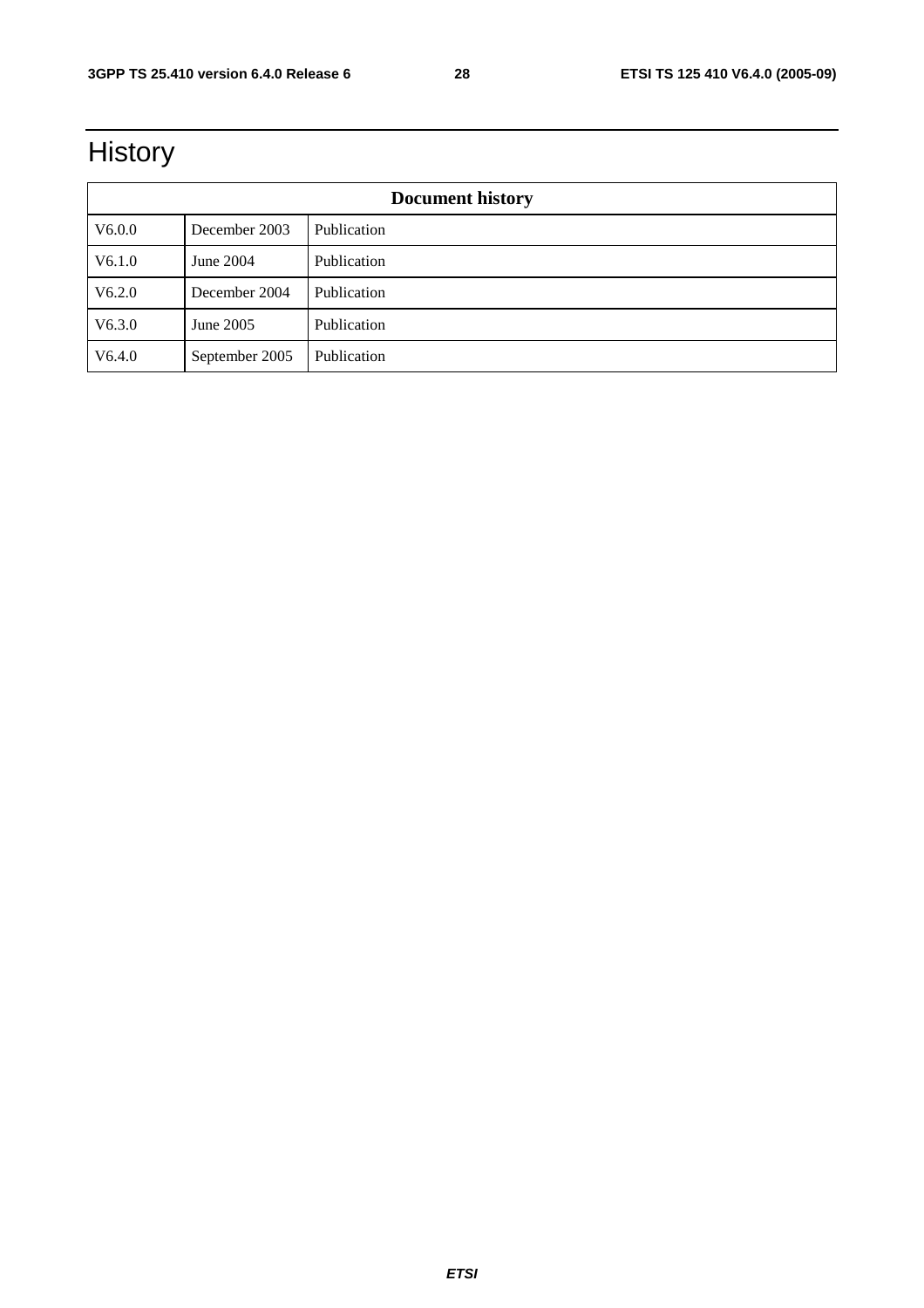# History

| Document history | | |
|---|---|---|
| V6.0.0 | December 2003 | Publication |
| V6.1.0 | June 2004 | Publication |
| V6.2.0 | December 2004 | Publication |
| V6.3.0 | June 2005 | Publication |
| V6.4.0 | September 2005 | Publication |